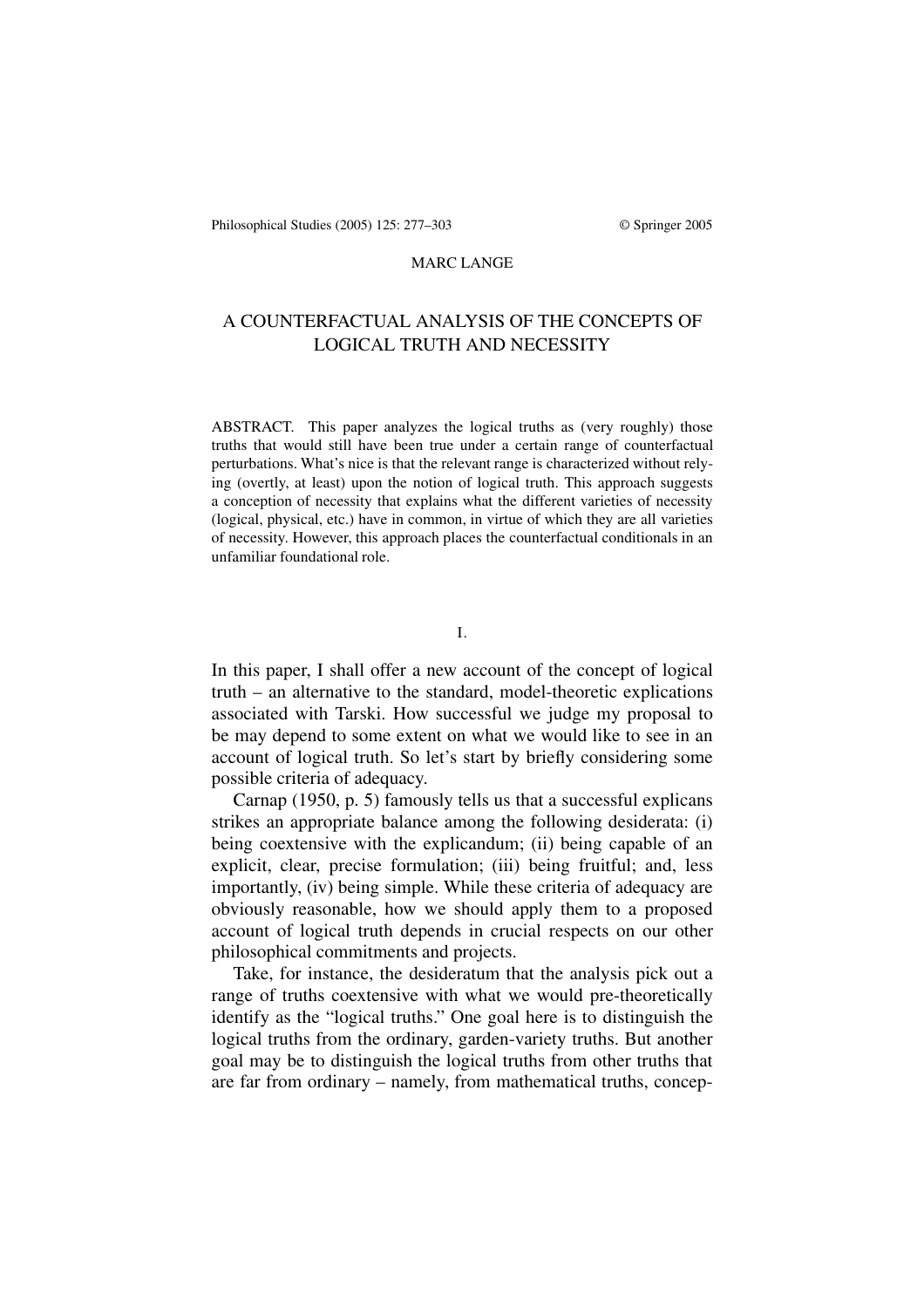MARC LANGE

# A COUNTERFACTUAL ANALYSIS OF THE CONCEPTS OF LOGICAL TRUTH AND NECESSITY

ABSTRACT. This paper analyzes the logical truths as (very roughly) those truths that would still have been true under a certain range of counterfactual perturbations. What's nice is that the relevant range is characterized without relying (overtly, at least) upon the notion of logical truth. This approach suggests a conception of necessity that explains what the different varieties of necessity (logical, physical, etc.) have in common, in virtue of which they are all varieties of necessity. However, this approach places the counterfactual conditionals in an unfamiliar foundational role.

## I.

In this paper, I shall offer a new account of the concept of logical truth – an alternative to the standard, model-theoretic explications associated with Tarski. How successful we judge my proposal to be may depend to some extent on what we would like to see in an account of logical truth. So let's start by briefly considering some possible criteria of adequacy.

Carnap (1950, p. 5) famously tells us that a successful explicans strikes an appropriate balance among the following desiderata: (i) being coextensive with the explicandum; (ii) being capable of an explicit, clear, precise formulation; (iii) being fruitful; and, less importantly, (iv) being simple. While these criteria of adequacy are obviously reasonable, how we should apply them to a proposed account of logical truth depends in crucial respects on our other philosophical commitments and projects.

Take, for instance, the desideratum that the analysis pick out a range of truths coextensive with what we would pre-theoretically identify as the "logical truths." One goal here is to distinguish the logical truths from the ordinary, garden-variety truths. But another goal may be to distinguish the logical truths from other truths that are far from ordinary – namely, from mathematical truths, concep-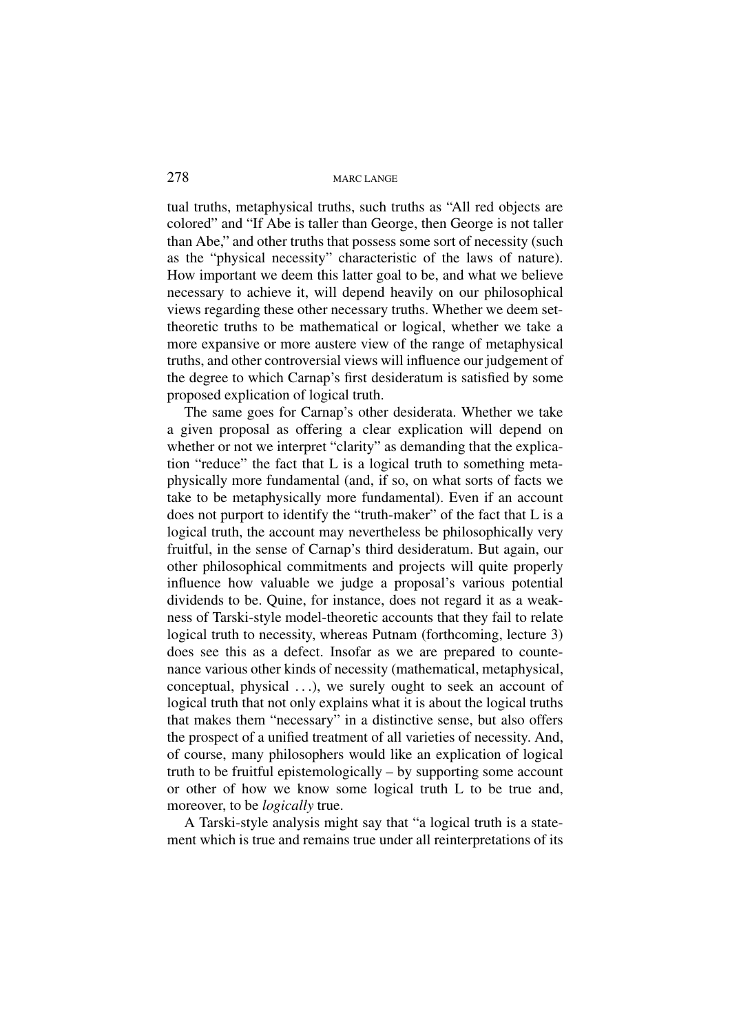tual truths, metaphysical truths, such truths as "All red objects are colored" and "If Abe is taller than George, then George is not taller than Abe," and other truths that possess some sort of necessity (such as the "physical necessity" characteristic of the laws of nature). How important we deem this latter goal to be, and what we believe necessary to achieve it, will depend heavily on our philosophical views regarding these other necessary truths. Whether we deem set-theoretic truths to be mathematical or logical, whether we take a more expansive or more austere view of the range of metaphysical truths, and other controversial views will influence our judgement of the degree to which Carnap's first desideratum is satisfied by some proposed explication of logical truth.

The same goes for Carnap's other desiderata. Whether we take a given proposal as offering a clear explication will depend on whether or not we interpret "clarity" as demanding that the explication "reduce" the fact that L is a logical truth to something metaphysically more fundamental (and, if so, on what sorts of facts we take to be metaphysically more fundamental). Even if an account does not purport to identify the "truth-maker" of the fact that L is a logical truth, the account may nevertheless be philosophically very fruitful, in the sense of Carnap's third desideratum. But again, our other philosophical commitments and projects will quite properly influence how valuable we judge a proposal's various potential dividends to be. Quine, for instance, does not regard it as a weakness of Tarski-style model-theoretic accounts that they fail to relate logical truth to necessity, whereas Putnam (forthcoming, lecture 3) does see this as a defect. Insofar as we are prepared to countenance various other kinds of necessity (mathematical, metaphysical, conceptual, physical ...), we surely ought to seek an account of logical truth that not only explains what it is about the logical truths that makes them "necessary" in a distinctive sense, but also offers the prospect of a unified treatment of all varieties of necessity. And, of course, many philosophers would like an explication of logical truth to be fruitful epistemologically – by supporting some account or other of how we know some logical truth L to be true and, moreover, to be *logically* true.

A Tarski-style analysis might say that "a logical truth is a statement which is true and remains true under all reinterpretations of its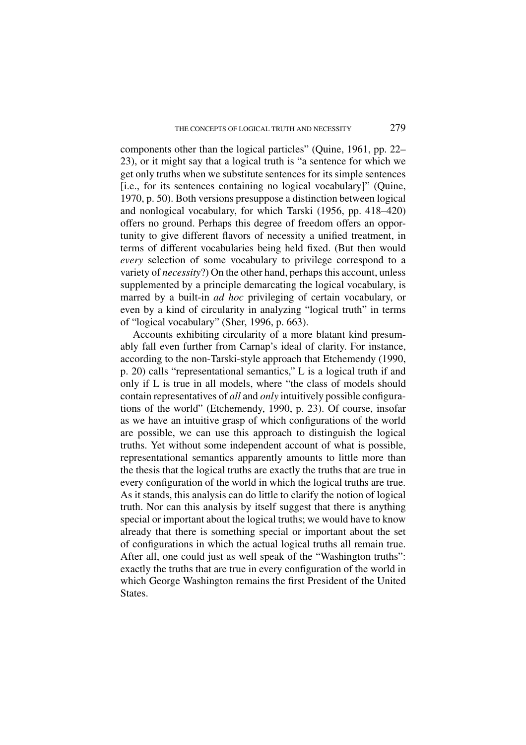components other than the logical particles" (Quine, 1961, pp. 22–23), or it might say that a logical truth is "a sentence for which we get only truths when we substitute sentences for its simple sentences [i.e., for its sentences containing no logical vocabulary]" (Quine, 1970, p. 50). Both versions presuppose a distinction between logical and nonlogical vocabulary, for which Tarski (1956, pp. 418–420) offers no ground. Perhaps this degree of freedom offers an opportunity to give different flavors of necessity a unified treatment, in terms of different vocabularies being held fixed. (But then would *every* selection of some vocabulary to privilege correspond to a variety of *necessity*?) On the other hand, perhaps this account, unless supplemented by a principle demarcating the logical vocabulary, is marred by a built-in *ad hoc* privileging of certain vocabulary, or even by a kind of circularity in analyzing "logical truth" in terms of "logical vocabulary" (Sher, 1996, p. 663).

Accounts exhibiting circularity of a more blatant kind presumably fall even further from Carnap's ideal of clarity. For instance, according to the non-Tarski-style approach that Etchemendy (1990, p. 20) calls "representational semantics," L is a logical truth if and only if L is true in all models, where "the class of models should contain representatives of *all* and *only* intuitively possible configurations of the world" (Etchemendy, 1990, p. 23). Of course, insofar as we have an intuitive grasp of which configurations of the world are possible, we can use this approach to distinguish the logical truths. Yet without some independent account of what is possible, representational semantics apparently amounts to little more than the thesis that the logical truths are exactly the truths that are true in every configuration of the world in which the logical truths are true. As it stands, this analysis can do little to clarify the notion of logical truth. Nor can this analysis by itself suggest that there is anything special or important about the logical truths; we would have to know already that there is something special or important about the set of configurations in which the actual logical truths all remain true. After all, one could just as well speak of the "Washington truths": exactly the truths that are true in every configuration of the world in which George Washington remains the first President of the United States.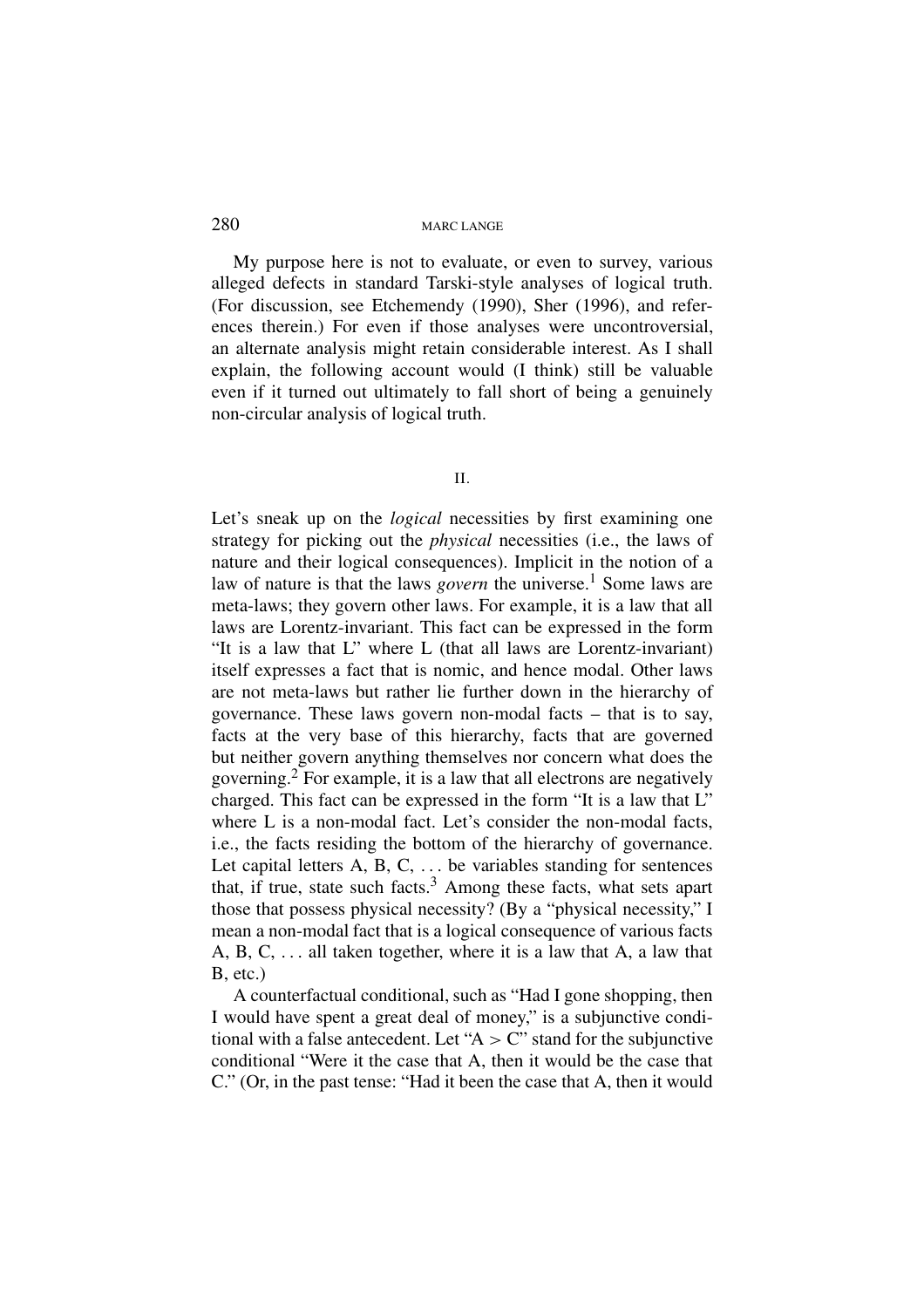My purpose here is not to evaluate, or even to survey, various alleged defects in standard Tarski-style analyses of logical truth. (For discussion, see Etchemendy (1990), Sher (1996), and references therein.) For even if those analyses were uncontroversial, an alternate analysis might retain considerable interest. As I shall explain, the following account would (I think) still be valuable even if it turned out ultimately to fall short of being a genuinely non-circular analysis of logical truth.

## II.

Let's sneak up on the *logical* necessities by first examining one strategy for picking out the *physical* necessities (i.e., the laws of nature and their logical consequences). Implicit in the notion of a law of nature is that the laws *govern* the universe.[1] Some laws are meta-laws; they govern other laws. For example, it is a law that all laws are Lorentz-invariant. This fact can be expressed in the form "It is a law that L" where L (that all laws are Lorentz-invariant) itself expresses a fact that is nomic, and hence modal. Other laws are not meta-laws but rather lie further down in the hierarchy of governance. These laws govern non-modal facts – that is to say, facts at the very base of this hierarchy, facts that are governed but neither govern anything themselves nor concern what does the governing.[2] For example, it is a law that all electrons are negatively charged. This fact can be expressed in the form "It is a law that L" where L is a non-modal fact. Let's consider the non-modal facts, i.e., the facts residing the bottom of the hierarchy of governance. Let capital letters A, B, C, . . . be variables standing for sentences that, if true, state such facts.[3] Among these facts, what sets apart those that possess physical necessity? (By a "physical necessity," I mean a non-modal fact that is a logical consequence of various facts A, B, C, . . . all taken together, where it is a law that A, a law that B, etc.)

A counterfactual conditional, such as "Had I gone shopping, then I would have spent a great deal of money," is a subjunctive conditional with a false antecedent. Let "A > C" stand for the subjunctive conditional "Were it the case that A, then it would be the case that C." (Or, in the past tense: "Had it been the case that A, then it would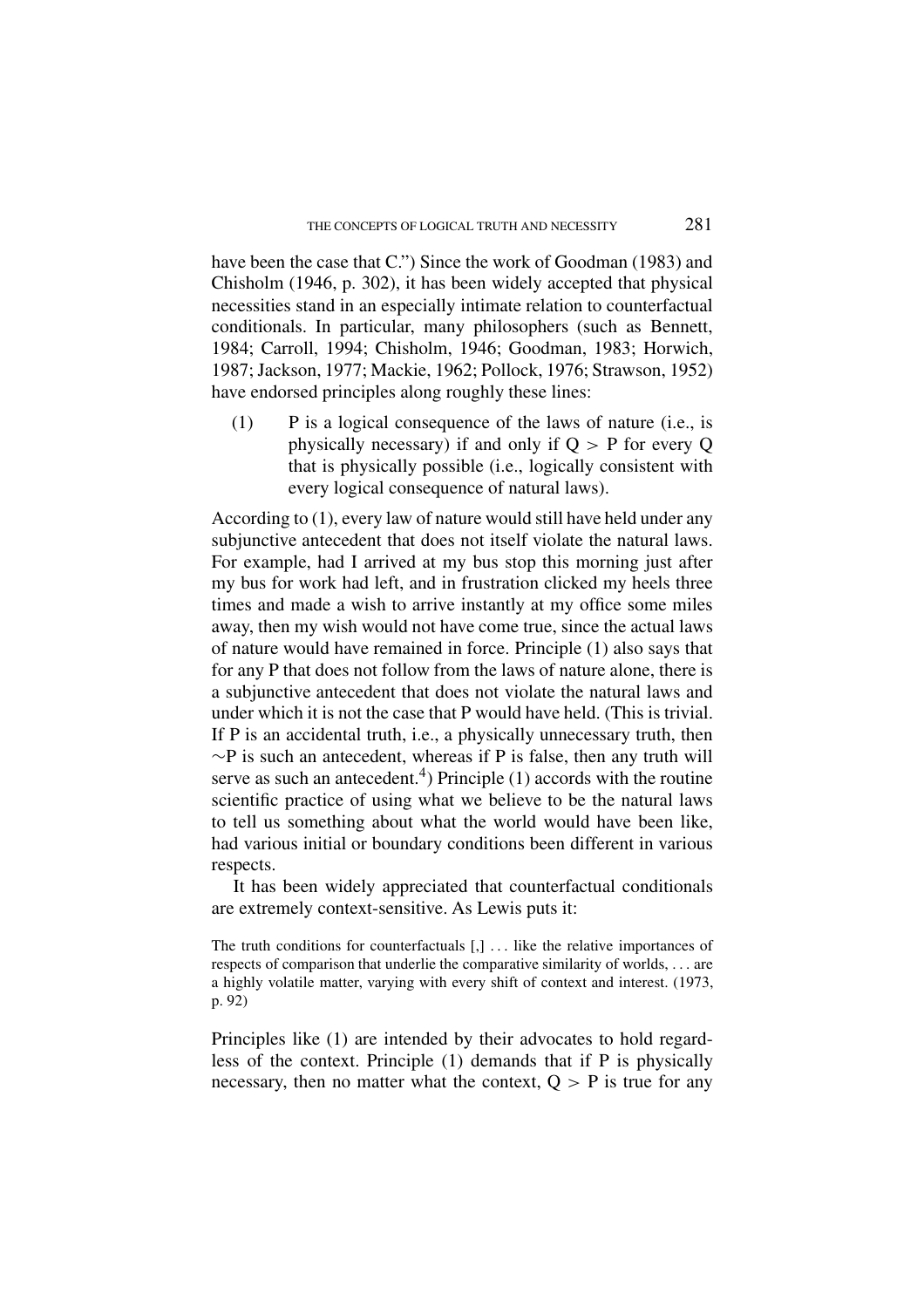have been the case that C.") Since the work of Goodman (1983) and Chisholm (1946, p. 302), it has been widely accepted that physical necessities stand in an especially intimate relation to counterfactual conditionals. In particular, many philosophers (such as Bennett, 1984; Carroll, 1994; Chisholm, 1946; Goodman, 1983; Horwich, 1987; Jackson, 1977; Mackie, 1962; Pollock, 1976; Strawson, 1952) have endorsed principles along roughly these lines:

(1) P is a logical consequence of the laws of nature (i.e., is physically necessary) if and only if $Q > P$ for every Q that is physically possible (i.e., logically consistent with every logical consequence of natural laws).

According to (1), every law of nature would still have held under any subjunctive antecedent that does not itself violate the natural laws. For example, had I arrived at my bus stop this morning just after my bus for work had left, and in frustration clicked my heels three times and made a wish to arrive instantly at my office some miles away, then my wish would not have come true, since the actual laws of nature would have remained in force. Principle (1) also says that for any P that does not follow from the laws of nature alone, there is a subjunctive antecedent that does not violate the natural laws and under which it is not the case that P would have held. (This is trivial. If P is an accidental truth, i.e., a physically unnecessary truth, then $\sim$P is such an antecedent, whereas if P is false, then any truth will serve as such an antecedent.[4]) Principle (1) accords with the routine scientific practice of using what we believe to be the natural laws to tell us something about what the world would have been like, had various initial or boundary conditions been different in various respects.

It has been widely appreciated that counterfactual conditionals are extremely context-sensitive. As Lewis puts it:

> The truth conditions for counterfactuals [,] . . . like the relative importances of respects of comparison that underlie the comparative similarity of worlds, . . . are a highly volatile matter, varying with every shift of context and interest. (1973, p. 92)

Principles like (1) are intended by their advocates to hold regardless of the context. Principle (1) demands that if P is physically necessary, then no matter what the context, $Q > P$ is true for any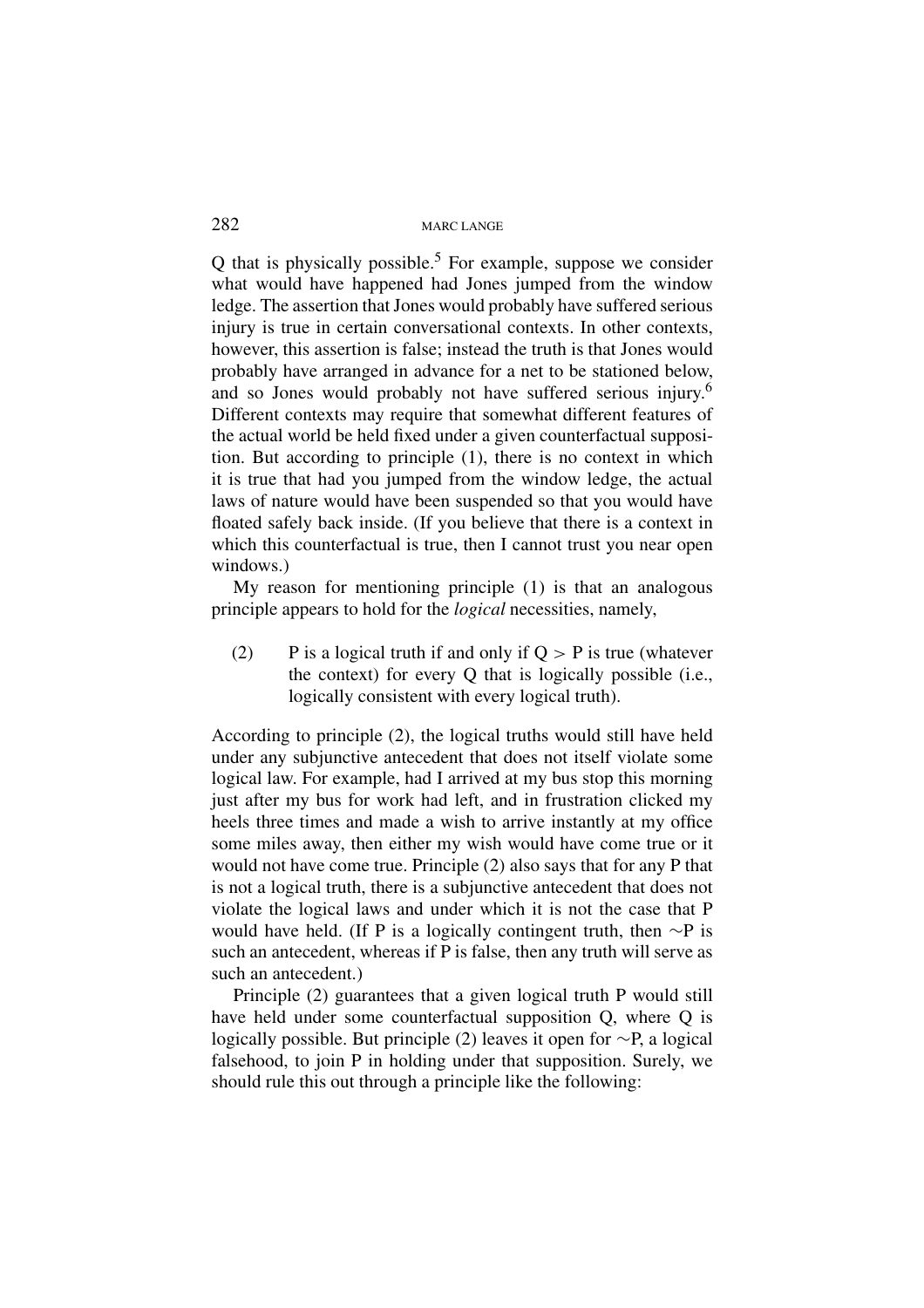Q that is physically possible.[5] For example, suppose we consider what would have happened had Jones jumped from the window ledge. The assertion that Jones would probably have suffered serious injury is true in certain conversational contexts. In other contexts, however, this assertion is false; instead the truth is that Jones would probably have arranged in advance for a net to be stationed below, and so Jones would probably not have suffered serious injury.[6] Different contexts may require that somewhat different features of the actual world be held fixed under a given counterfactual supposition. But according to principle (1), there is no context in which it is true that had you jumped from the window ledge, the actual laws of nature would have been suspended so that you would have floated safely back inside. (If you believe that there is a context in which this counterfactual is true, then I cannot trust you near open windows.)

My reason for mentioning principle (1) is that an analogous principle appears to hold for the *logical* necessities, namely,

(2) P is a logical truth if and only if Q > P is true (whatever the context) for every Q that is logically possible (i.e., logically consistent with every logical truth).

According to principle (2), the logical truths would still have held under any subjunctive antecedent that does not itself violate some logical law. For example, had I arrived at my bus stop this morning just after my bus for work had left, and in frustration clicked my heels three times and made a wish to arrive instantly at my office some miles away, then either my wish would have come true or it would not have come true. Principle (2) also says that for any P that is not a logical truth, there is a subjunctive antecedent that does not violate the logical laws and under which it is not the case that P would have held. (If P is a logically contingent truth, then ∼P is such an antecedent, whereas if P is false, then any truth will serve as such an antecedent.)

Principle (2) guarantees that a given logical truth P would still have held under some counterfactual supposition Q, where Q is logically possible. But principle (2) leaves it open for ∼P, a logical falsehood, to join P in holding under that supposition. Surely, we should rule this out through a principle like the following: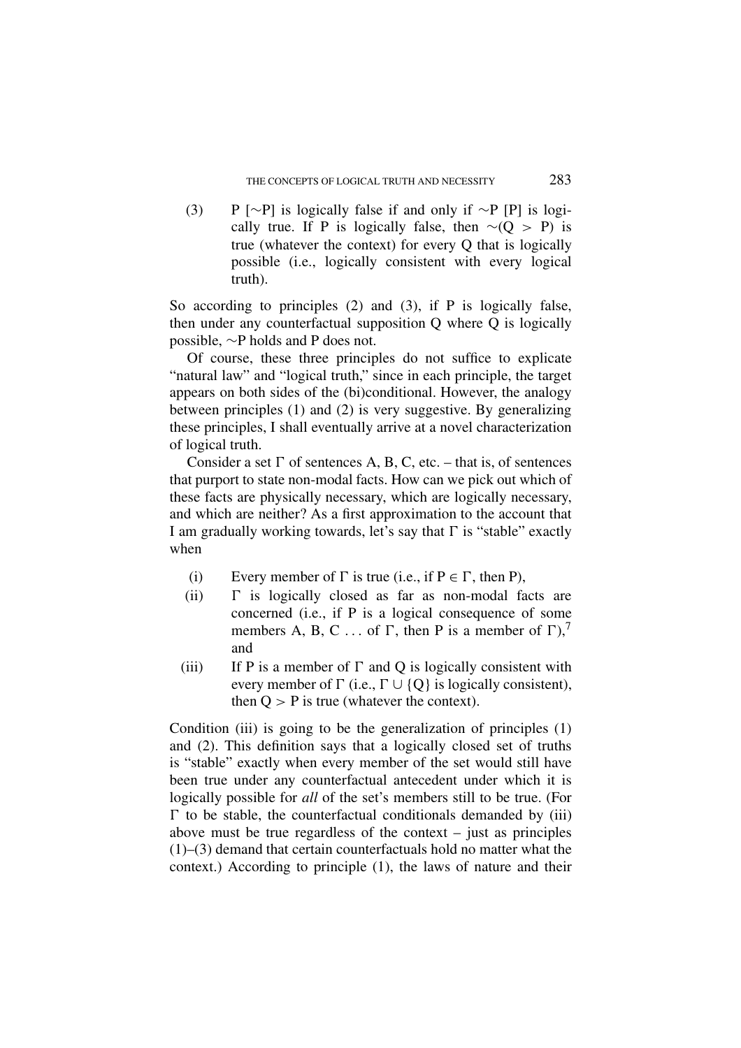(3) P [$\sim$P] is logically false if and only if $\sim$P [P] is logically true. If P is logically false, then $\sim$(Q > P) is true (whatever the context) for every Q that is logically possible (i.e., logically consistent with every logical truth).

So according to principles (2) and (3), if P is logically false, then under any counterfactual supposition Q where Q is logically possible, $\sim$P holds and P does not.

Of course, these three principles do not suffice to explicate "natural law" and "logical truth," since in each principle, the target appears on both sides of the (bi)conditional. However, the analogy between principles (1) and (2) is very suggestive. By generalizing these principles, I shall eventually arrive at a novel characterization of logical truth.

Consider a set $\Gamma$ of sentences A, B, C, etc. – that is, of sentences that purport to state non-modal facts. How can we pick out which of these facts are physically necessary, which are logically necessary, and which are neither? As a first approximation to the account that I am gradually working towards, let's say that $\Gamma$ is "stable" exactly when

(i) Every member of $\Gamma$ is true (i.e., if $P \in \Gamma$, then P),

(ii) $\Gamma$ is logically closed as far as non-modal facts are concerned (i.e., if P is a logical consequence of some members A, B, C ... of $\Gamma$, then P is a member of $\Gamma$),[7] and

(iii) If P is a member of $\Gamma$ and Q is logically consistent with every member of $\Gamma$ (i.e., $\Gamma \cup \{Q\}$ is logically consistent), then Q > P is true (whatever the context).

Condition (iii) is going to be the generalization of principles (1) and (2). This definition says that a logically closed set of truths is "stable" exactly when every member of the set would still have been true under any counterfactual antecedent under which it is logically possible for *all* of the set's members still to be true. (For $\Gamma$ to be stable, the counterfactual conditionals demanded by (iii) above must be true regardless of the context – just as principles (1)–(3) demand that certain counterfactuals hold no matter what the context.) According to principle (1), the laws of nature and their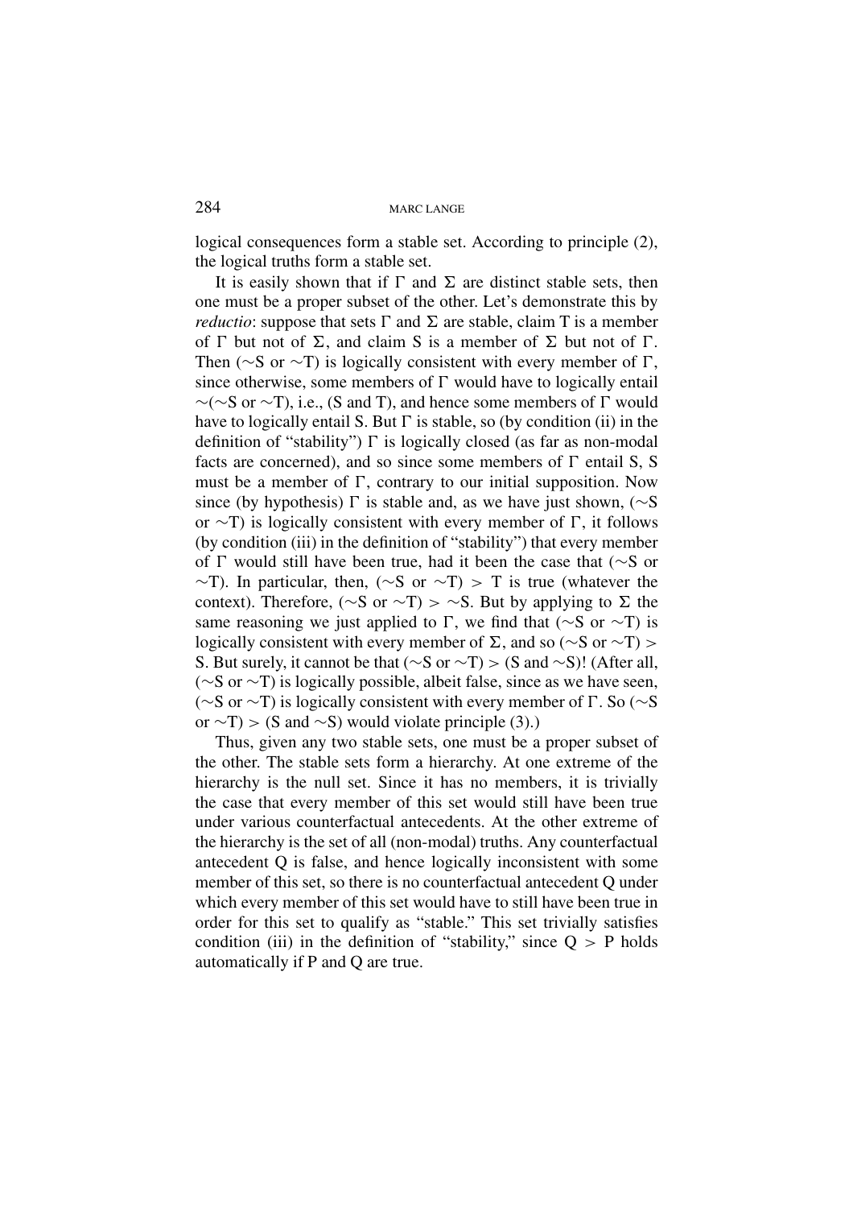logical consequences form a stable set. According to principle (2), the logical truths form a stable set.

It is easily shown that if $\Gamma$ and $\Sigma$ are distinct stable sets, then one must be a proper subset of the other. Let's demonstrate this by *reductio*: suppose that sets $\Gamma$ and $\Sigma$ are stable, claim T is a member of $\Gamma$ but not of $\Sigma$, and claim S is a member of $\Sigma$ but not of $\Gamma$. Then ($\sim$S or $\sim$T) is logically consistent with every member of $\Gamma$, since otherwise, some members of $\Gamma$ would have to logically entail $\sim$($\sim$S or $\sim$T), i.e., (S and T), and hence some members of $\Gamma$ would have to logically entail S. But $\Gamma$ is stable, so (by condition (ii) in the definition of "stability") $\Gamma$ is logically closed (as far as non-modal facts are concerned), and so since some members of $\Gamma$ entail S, S must be a member of $\Gamma$, contrary to our initial supposition. Now since (by hypothesis) $\Gamma$ is stable and, as we have just shown, ($\sim$S or $\sim$T) is logically consistent with every member of $\Gamma$, it follows (by condition (iii) in the definition of "stability") that every member of $\Gamma$ would still have been true, had it been the case that ($\sim$S or $\sim$T). In particular, then, ($\sim$S or $\sim$T) $>$ T is true (whatever the context). Therefore, ($\sim$S or $\sim$T) $>$ $\sim$S. But by applying to $\Sigma$ the same reasoning we just applied to $\Gamma$, we find that ($\sim$S or $\sim$T) is logically consistent with every member of $\Sigma$, and so ($\sim$S or $\sim$T) $>$ S. But surely, it cannot be that ($\sim$S or $\sim$T) $>$ (S and $\sim$S)! (After all, ($\sim$S or $\sim$T) is logically possible, albeit false, since as we have seen, ($\sim$S or $\sim$T) is logically consistent with every member of $\Gamma$. So ($\sim$S or $\sim$T) $>$ (S and $\sim$S) would violate principle (3).)

Thus, given any two stable sets, one must be a proper subset of the other. The stable sets form a hierarchy. At one extreme of the hierarchy is the null set. Since it has no members, it is trivially the case that every member of this set would still have been true under various counterfactual antecedents. At the other extreme of the hierarchy is the set of all (non-modal) truths. Any counterfactual antecedent Q is false, and hence logically inconsistent with some member of this set, so there is no counterfactual antecedent Q under which every member of this set would have to still have been true in order for this set to qualify as "stable." This set trivially satisfies condition (iii) in the definition of "stability," since Q $>$ P holds automatically if P and Q are true.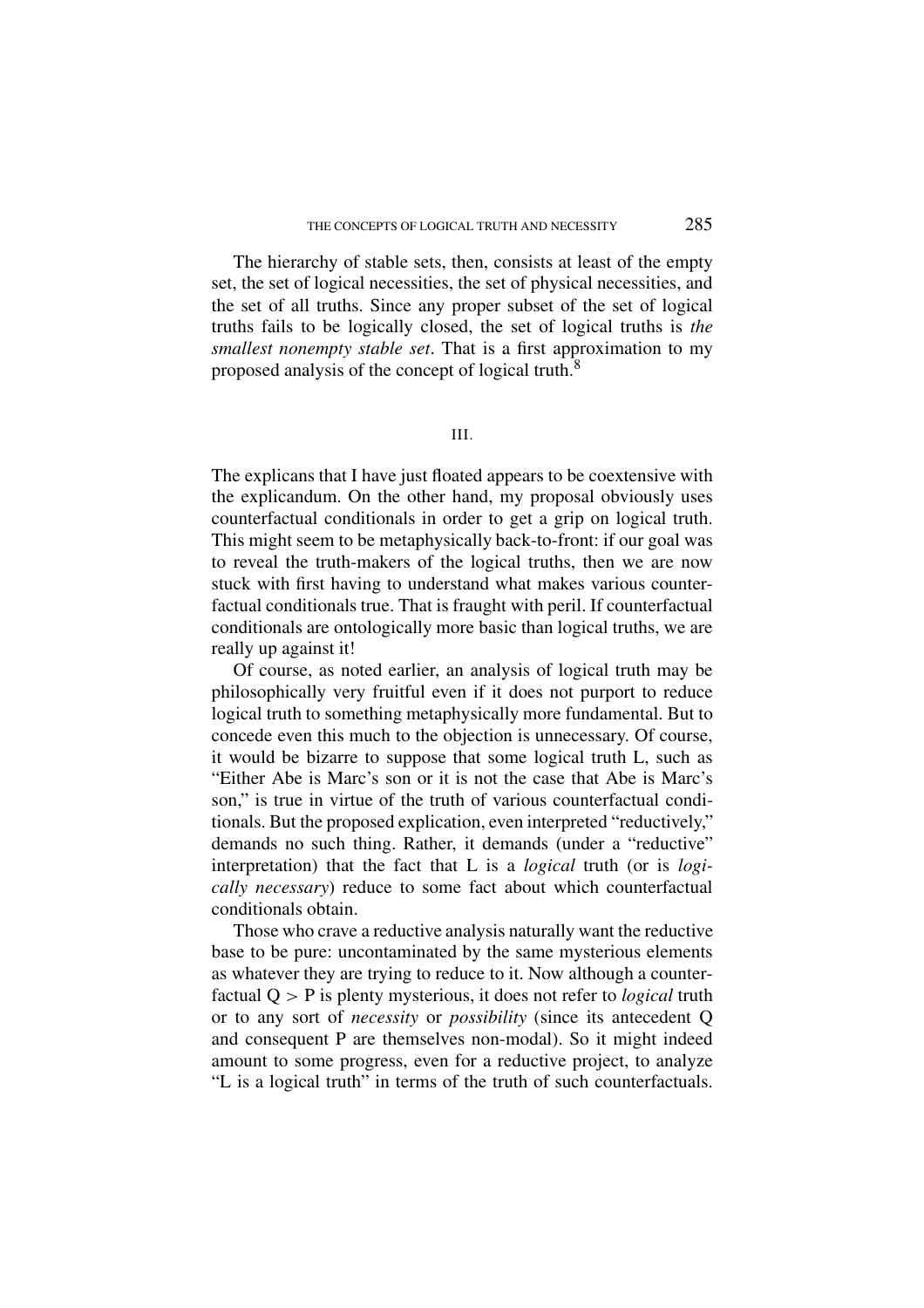The hierarchy of stable sets, then, consists at least of the empty set, the set of logical necessities, the set of physical necessities, and the set of all truths. Since any proper subset of the set of logical truths fails to be logically closed, the set of logical truths is *the smallest nonempty stable set*. That is a first approximation to my proposed analysis of the concept of logical truth.[8]

## III.

The explicans that I have just floated appears to be coextensive with the explicandum. On the other hand, my proposal obviously uses counterfactual conditionals in order to get a grip on logical truth. This might seem to be metaphysically back-to-front: if our goal was to reveal the truth-makers of the logical truths, then we are now stuck with first having to understand what makes various counterfactual conditionals true. That is fraught with peril. If counterfactual conditionals are ontologically more basic than logical truths, we are really up against it!

Of course, as noted earlier, an analysis of logical truth may be philosophically very fruitful even if it does not purport to reduce logical truth to something metaphysically more fundamental. But to concede even this much to the objection is unnecessary. Of course, it would be bizarre to suppose that some logical truth L, such as "Either Abe is Marc's son or it is not the case that Abe is Marc's son," is true in virtue of the truth of various counterfactual conditionals. But the proposed explication, even interpreted "reductively," demands no such thing. Rather, it demands (under a "reductive" interpretation) that the fact that L is a *logical* truth (or is *logically necessary*) reduce to some fact about which counterfactual conditionals obtain.

Those who crave a reductive analysis naturally want the reductive base to be pure: uncontaminated by the same mysterious elements as whatever they are trying to reduce to it. Now although a counterfactual $Q > P$ is plenty mysterious, it does not refer to *logical* truth or to any sort of *necessity* or *possibility* (since its antecedent Q and consequent P are themselves non-modal). So it might indeed amount to some progress, even for a reductive project, to analyze "L is a logical truth" in terms of the truth of such counterfactuals.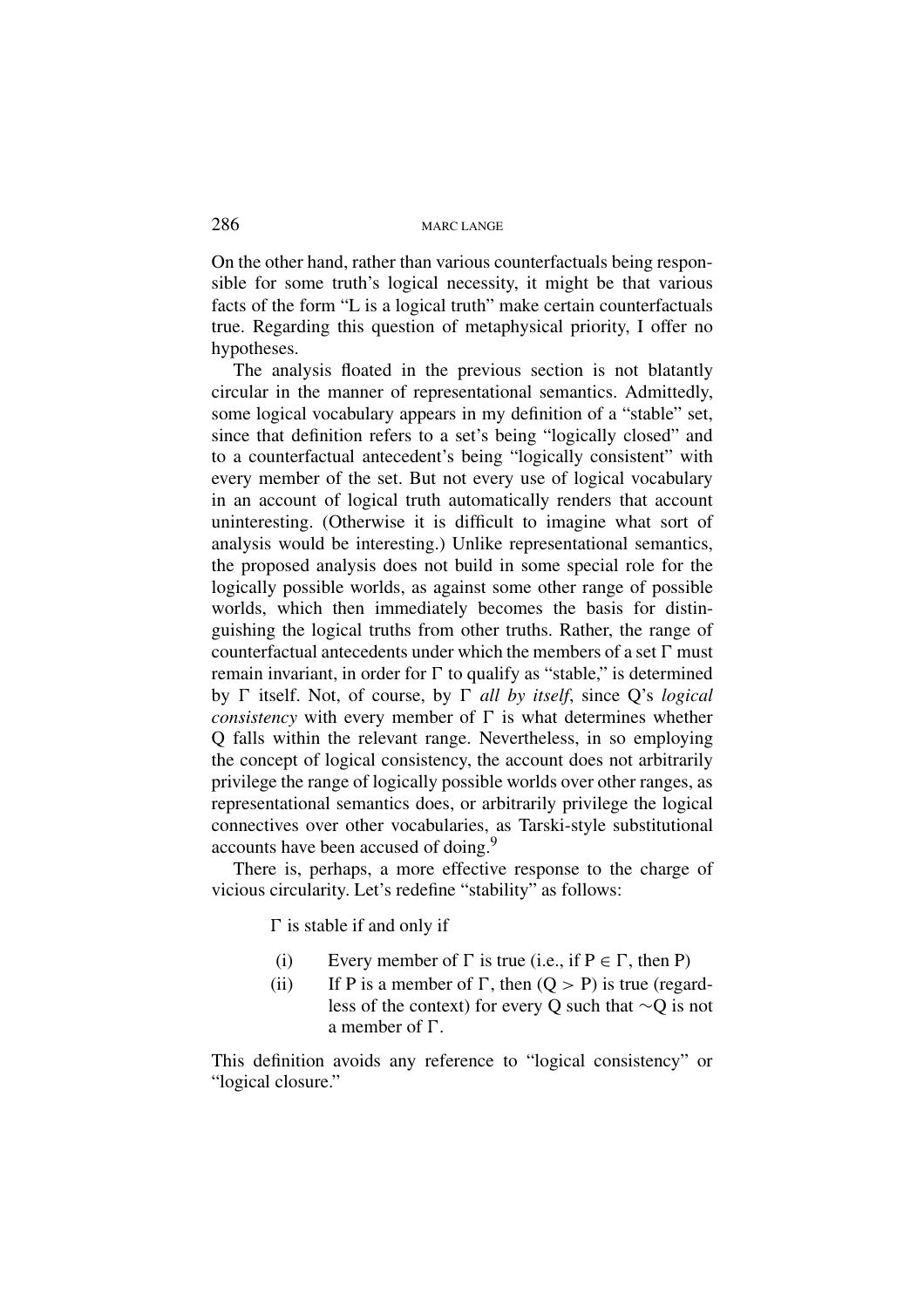On the other hand, rather than various counterfactuals being responsible for some truth's logical necessity, it might be that various facts of the form "L is a logical truth" make certain counterfactuals true. Regarding this question of metaphysical priority, I offer no hypotheses.

The analysis floated in the previous section is not blatantly circular in the manner of representational semantics. Admittedly, some logical vocabulary appears in my definition of a "stable" set, since that definition refers to a set's being "logically closed" and to a counterfactual antecedent's being "logically consistent" with every member of the set. But not every use of logical vocabulary in an account of logical truth automatically renders that account uninteresting. (Otherwise it is difficult to imagine what sort of analysis would be interesting.) Unlike representational semantics, the proposed analysis does not build in some special role for the logically possible worlds, as against some other range of possible worlds, which then immediately becomes the basis for distinguishing the logical truths from other truths. Rather, the range of counterfactual antecedents under which the members of a set Γ must remain invariant, in order for Γ to qualify as "stable," is determined by Γ itself. Not, of course, by Γ *all by itself*, since Q's *logical consistency* with every member of Γ is what determines whether Q falls within the relevant range. Nevertheless, in so employing the concept of logical consistency, the account does not arbitrarily privilege the range of logically possible worlds over other ranges, as representational semantics does, or arbitrarily privilege the logical connectives over other vocabularies, as Tarski-style substitutional accounts have been accused of doing.[9]

There is, perhaps, a more effective response to the charge of vicious circularity. Let's redefine "stability" as follows:

Γ is stable if and only if

(i) Every member of Γ is true (i.e., if $P \in \Gamma$, then P)

(ii) If P is a member of Γ, then $(Q > P)$ is true (regardless of the context) for every Q such that $\sim Q$ is not a member of Γ.

This definition avoids any reference to "logical consistency" or "logical closure."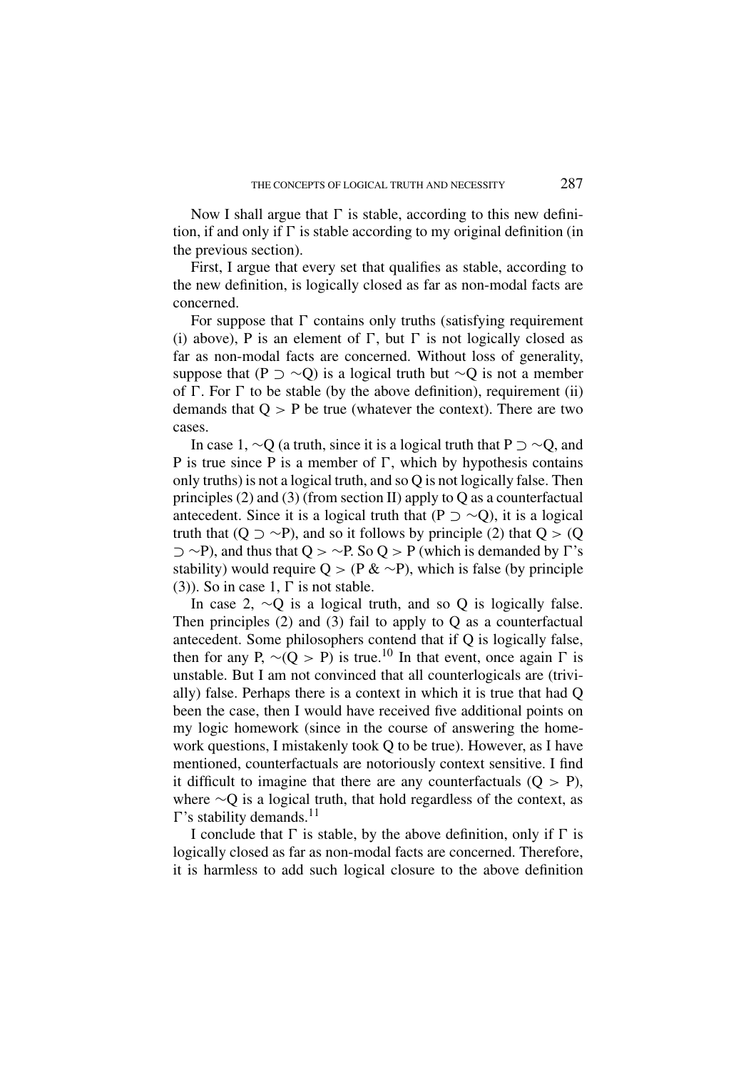Now I shall argue that $\Gamma$ is stable, according to this new definition, if and only if $\Gamma$ is stable according to my original definition (in the previous section).

First, I argue that every set that qualifies as stable, according to the new definition, is logically closed as far as non-modal facts are concerned.

For suppose that $\Gamma$ contains only truths (satisfying requirement (i) above), P is an element of $\Gamma$, but $\Gamma$ is not logically closed as far as non-modal facts are concerned. Without loss of generality, suppose that $(P \supset \sim Q)$ is a logical truth but $\sim Q$ is not a member of $\Gamma$. For $\Gamma$ to be stable (by the above definition), requirement (ii) demands that $Q > P$ be true (whatever the context). There are two cases.

In case 1, $\sim Q$ (a truth, since it is a logical truth that $P \supset \sim Q$, and P is true since P is a member of $\Gamma$, which by hypothesis contains only truths) is not a logical truth, and so Q is not logically false. Then principles (2) and (3) (from section II) apply to Q as a counterfactual antecedent. Since it is a logical truth that $(P \supset \sim Q)$, it is a logical truth that $(Q \supset \sim P)$, and so it follows by principle (2) that $Q > (Q \supset \sim P)$, and thus that $Q > \sim P$. So $Q > P$ (which is demanded by $\Gamma$'s stability) would require $Q > (P \,\&\, \sim P)$, which is false (by principle (3)). So in case 1, $\Gamma$ is not stable.

In case 2, $\sim Q$ is a logical truth, and so Q is logically false. Then principles (2) and (3) fail to apply to Q as a counterfactual antecedent. Some philosophers contend that if Q is logically false, then for any P, $\sim(Q > P)$ is true.[10] In that event, once again $\Gamma$ is unstable. But I am not convinced that all counterlogicals are (trivially) false. Perhaps there is a context in which it is true that had Q been the case, then I would have received five additional points on my logic homework (since in the course of answering the homework questions, I mistakenly took Q to be true). However, as I have mentioned, counterfactuals are notoriously context sensitive. I find it difficult to imagine that there are any counterfactuals $(Q > P)$, where $\sim Q$ is a logical truth, that hold regardless of the context, as $\Gamma$'s stability demands.[11]

I conclude that $\Gamma$ is stable, by the above definition, only if $\Gamma$ is logically closed as far as non-modal facts are concerned. Therefore, it is harmless to add such logical closure to the above definition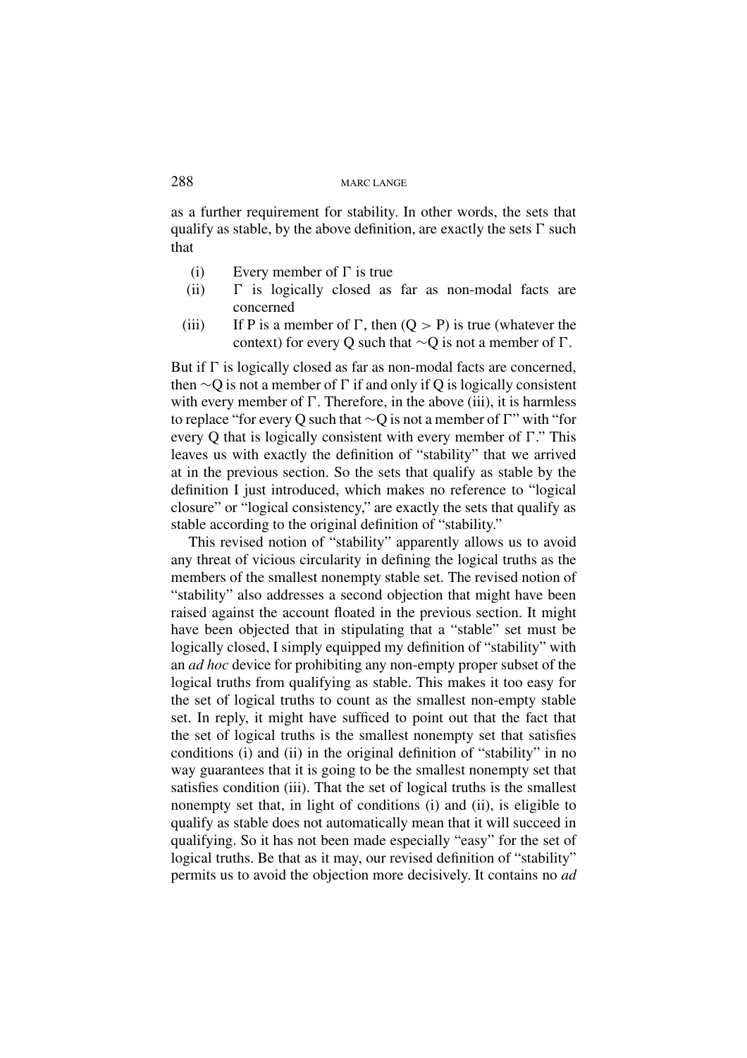as a further requirement for stability. In other words, the sets that qualify as stable, by the above definition, are exactly the sets $\Gamma$ such that

(i) Every member of $\Gamma$ is true

(ii) $\Gamma$ is logically closed as far as non-modal facts are concerned

(iii) If P is a member of $\Gamma$, then $(Q > P)$ is true (whatever the context) for every Q such that $\sim$Q is not a member of $\Gamma$.

But if $\Gamma$ is logically closed as far as non-modal facts are concerned, then $\sim$Q is not a member of $\Gamma$ if and only if Q is logically consistent with every member of $\Gamma$. Therefore, in the above (iii), it is harmless to replace "for every Q such that $\sim$Q is not a member of $\Gamma$" with "for every Q that is logically consistent with every member of $\Gamma$." This leaves us with exactly the definition of "stability" that we arrived at in the previous section. So the sets that qualify as stable by the definition I just introduced, which makes no reference to "logical closure" or "logical consistency," are exactly the sets that qualify as stable according to the original definition of "stability."

This revised notion of "stability" apparently allows us to avoid any threat of vicious circularity in defining the logical truths as the members of the smallest nonempty stable set. The revised notion of "stability" also addresses a second objection that might have been raised against the account floated in the previous section. It might have been objected that in stipulating that a "stable" set must be logically closed, I simply equipped my definition of "stability" with an *ad hoc* device for prohibiting any non-empty proper subset of the logical truths from qualifying as stable. This makes it too easy for the set of logical truths to count as the smallest non-empty stable set. In reply, it might have sufficed to point out that the fact that the set of logical truths is the smallest nonempty set that satisfies conditions (i) and (ii) in the original definition of "stability" in no way guarantees that it is going to be the smallest nonempty set that satisfies condition (iii). That the set of logical truths is the smallest nonempty set that, in light of conditions (i) and (ii), is eligible to qualify as stable does not automatically mean that it will succeed in qualifying. So it has not been made especially "easy" for the set of logical truths. Be that as it may, our revised definition of "stability" permits us to avoid the objection more decisively. It contains no *ad*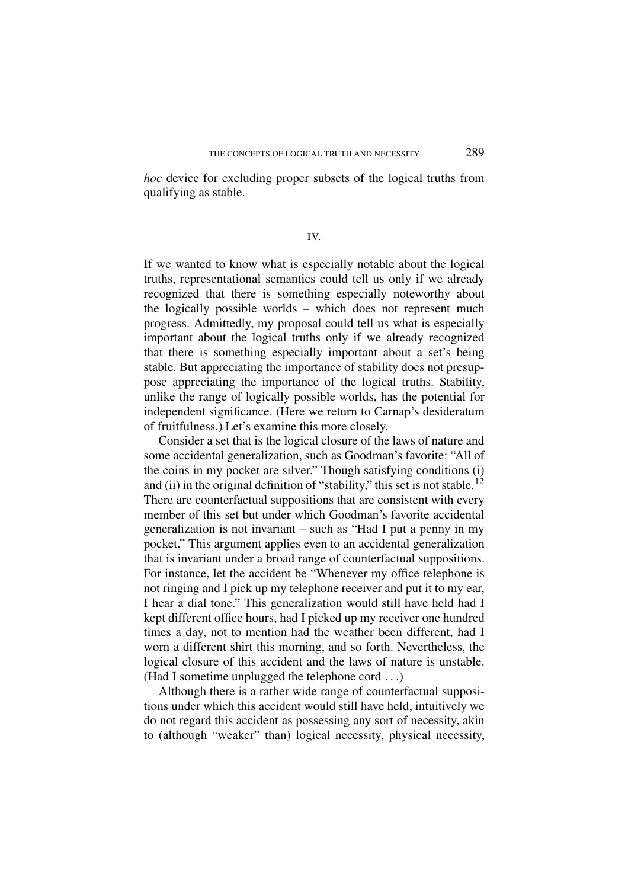*hoc* device for excluding proper subsets of the logical truths from qualifying as stable.

## IV.

If we wanted to know what is especially notable about the logical truths, representational semantics could tell us only if we already recognized that there is something especially noteworthy about the logically possible worlds – which does not represent much progress. Admittedly, my proposal could tell us what is especially important about the logical truths only if we already recognized that there is something especially important about a set's being stable. But appreciating the importance of stability does not presuppose appreciating the importance of the logical truths. Stability, unlike the range of logically possible worlds, has the potential for independent significance. (Here we return to Carnap's desideratum of fruitfulness.) Let's examine this more closely.

Consider a set that is the logical closure of the laws of nature and some accidental generalization, such as Goodman's favorite: "All of the coins in my pocket are silver." Though satisfying conditions (i) and (ii) in the original definition of "stability," this set is not stable.[12] There are counterfactual suppositions that are consistent with every member of this set but under which Goodman's favorite accidental generalization is not invariant – such as "Had I put a penny in my pocket." This argument applies even to an accidental generalization that is invariant under a broad range of counterfactual suppositions. For instance, let the accident be "Whenever my office telephone is not ringing and I pick up my telephone receiver and put it to my ear, I hear a dial tone." This generalization would still have held had I kept different office hours, had I picked up my receiver one hundred times a day, not to mention had the weather been different, had I worn a different shirt this morning, and so forth. Nevertheless, the logical closure of this accident and the laws of nature is unstable. (Had I sometime unplugged the telephone cord . . .)

Although there is a rather wide range of counterfactual suppositions under which this accident would still have held, intuitively we do not regard this accident as possessing any sort of necessity, akin to (although "weaker" than) logical necessity, physical necessity,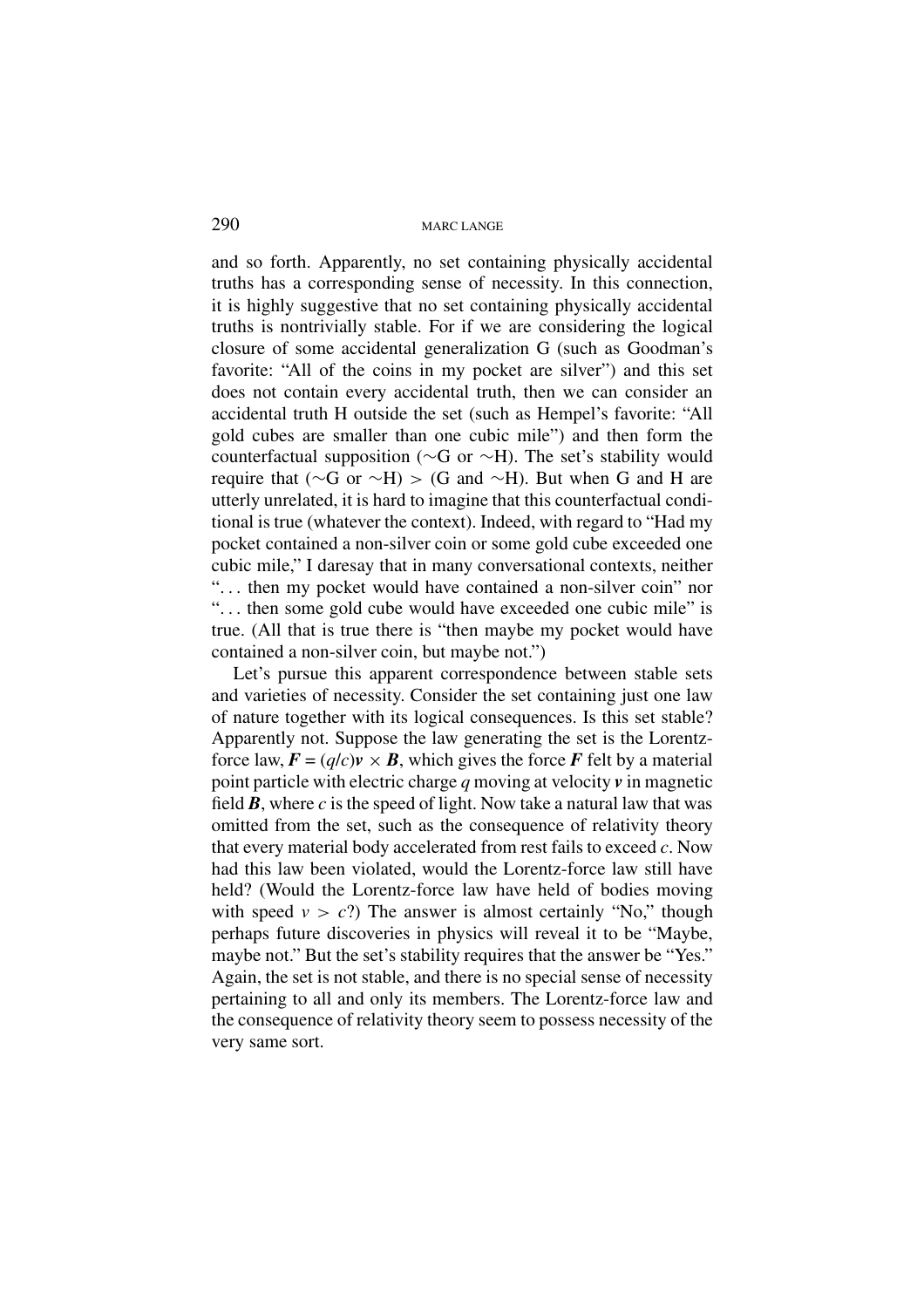and so forth. Apparently, no set containing physically accidental truths has a corresponding sense of necessity. In this connection, it is highly suggestive that no set containing physically accidental truths is nontrivially stable. For if we are considering the logical closure of some accidental generalization G (such as Goodman's favorite: "All of the coins in my pocket are silver") and this set does not contain every accidental truth, then we can consider an accidental truth H outside the set (such as Hempel's favorite: "All gold cubes are smaller than one cubic mile") and then form the counterfactual supposition ($\sim$G or $\sim$H). The set's stability would require that ($\sim$G or $\sim$H) $>$ (G and $\sim$H). But when G and H are utterly unrelated, it is hard to imagine that this counterfactual conditional is true (whatever the context). Indeed, with regard to "Had my pocket contained a non-silver coin or some gold cube exceeded one cubic mile," I daresay that in many conversational contexts, neither ". . . then my pocket would have contained a non-silver coin" nor ". . . then some gold cube would have exceeded one cubic mile" is true. (All that is true there is "then maybe my pocket would have contained a non-silver coin, but maybe not.")

Let's pursue this apparent correspondence between stable sets and varieties of necessity. Consider the set containing just one law of nature together with its logical consequences. Is this set stable? Apparently not. Suppose the law generating the set is the Lorentz-force law, $\boldsymbol{F} = (q/c)\boldsymbol{v} \times \boldsymbol{B}$, which gives the force $\boldsymbol{F}$ felt by a material point particle with electric charge $q$ moving at velocity $\boldsymbol{v}$ in magnetic field $\boldsymbol{B}$, where $c$ is the speed of light. Now take a natural law that was omitted from the set, such as the consequence of relativity theory that every material body accelerated from rest fails to exceed $c$. Now had this law been violated, would the Lorentz-force law still have held? (Would the Lorentz-force law have held of bodies moving with speed $v > c$?) The answer is almost certainly "No," though perhaps future discoveries in physics will reveal it to be "Maybe, maybe not." But the set's stability requires that the answer be "Yes." Again, the set is not stable, and there is no special sense of necessity pertaining to all and only its members. The Lorentz-force law and the consequence of relativity theory seem to possess necessity of the very same sort.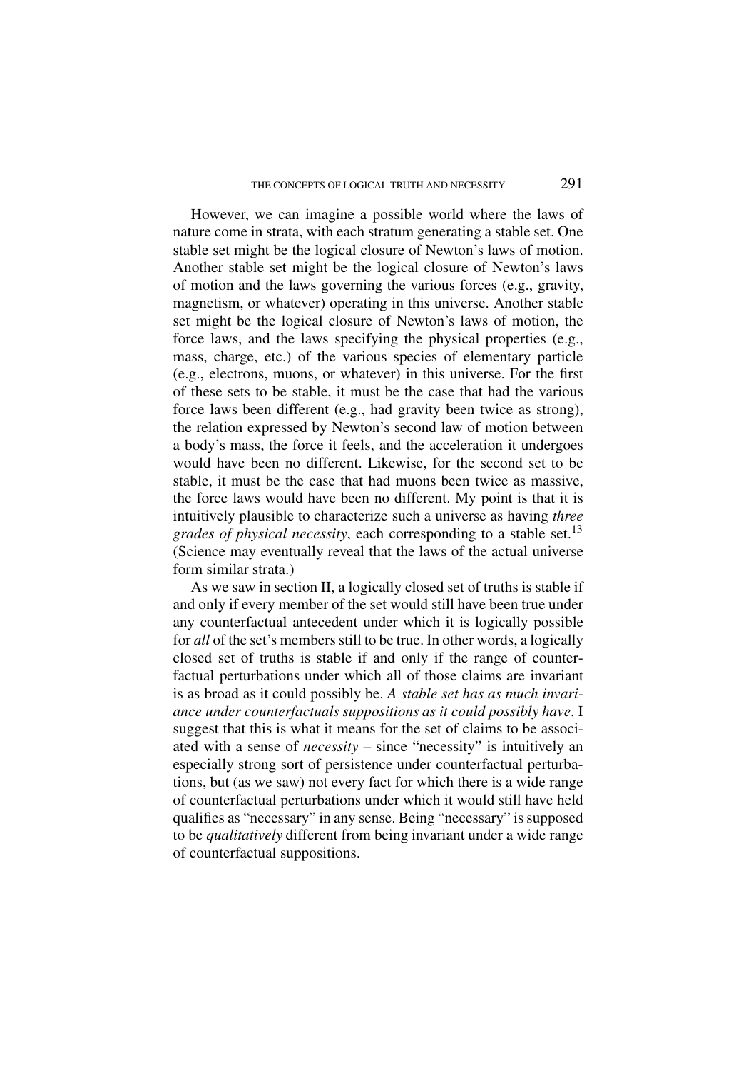However, we can imagine a possible world where the laws of nature come in strata, with each stratum generating a stable set. One stable set might be the logical closure of Newton's laws of motion. Another stable set might be the logical closure of Newton's laws of motion and the laws governing the various forces (e.g., gravity, magnetism, or whatever) operating in this universe. Another stable set might be the logical closure of Newton's laws of motion, the force laws, and the laws specifying the physical properties (e.g., mass, charge, etc.) of the various species of elementary particle (e.g., electrons, muons, or whatever) in this universe. For the first of these sets to be stable, it must be the case that had the various force laws been different (e.g., had gravity been twice as strong), the relation expressed by Newton's second law of motion between a body's mass, the force it feels, and the acceleration it undergoes would have been no different. Likewise, for the second set to be stable, it must be the case that had muons been twice as massive, the force laws would have been no different. My point is that it is intuitively plausible to characterize such a universe as having *three grades of physical necessity*, each corresponding to a stable set.[13] (Science may eventually reveal that the laws of the actual universe form similar strata.)

As we saw in section II, a logically closed set of truths is stable if and only if every member of the set would still have been true under any counterfactual antecedent under which it is logically possible for *all* of the set's members still to be true. In other words, a logically closed set of truths is stable if and only if the range of counterfactual perturbations under which all of those claims are invariant is as broad as it could possibly be. *A stable set has as much invariance under counterfactuals suppositions as it could possibly have*. I suggest that this is what it means for the set of claims to be associated with a sense of *necessity* – since "necessity" is intuitively an especially strong sort of persistence under counterfactual perturbations, but (as we saw) not every fact for which there is a wide range of counterfactual perturbations under which it would still have held qualifies as "necessary" in any sense. Being "necessary" is supposed to be *qualitatively* different from being invariant under a wide range of counterfactual suppositions.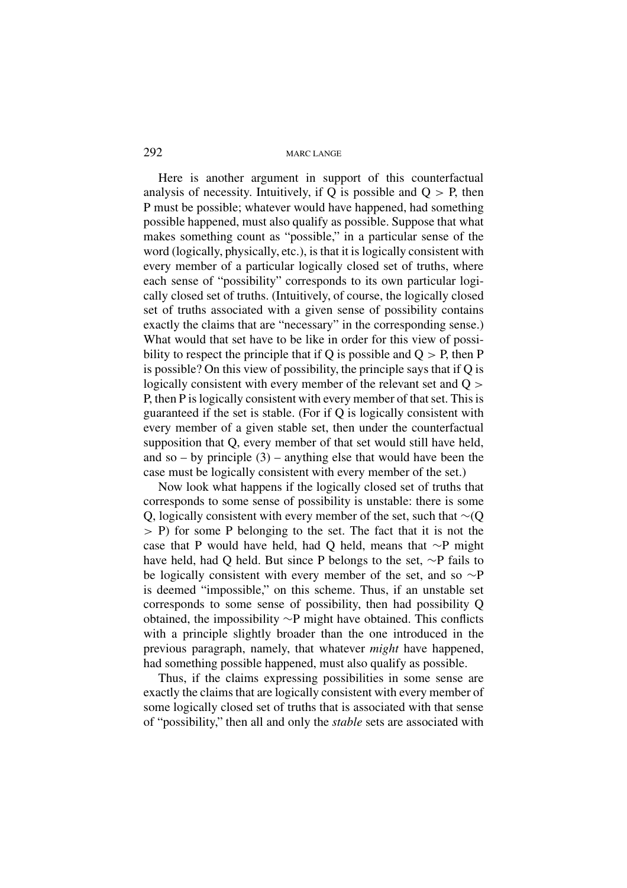Here is another argument in support of this counterfactual analysis of necessity. Intuitively, if Q is possible and Q > P, then P must be possible; whatever would have happened, had something possible happened, must also qualify as possible. Suppose that what makes something count as "possible," in a particular sense of the word (logically, physically, etc.), is that it is logically consistent with every member of a particular logically closed set of truths, where each sense of "possibility" corresponds to its own particular logically closed set of truths. (Intuitively, of course, the logically closed set of truths associated with a given sense of possibility contains exactly the claims that are "necessary" in the corresponding sense.) What would that set have to be like in order for this view of possibility to respect the principle that if Q is possible and Q > P, then P is possible? On this view of possibility, the principle says that if Q is logically consistent with every member of the relevant set and Q > P, then P is logically consistent with every member of that set. This is guaranteed if the set is stable. (For if Q is logically consistent with every member of a given stable set, then under the counterfactual supposition that Q, every member of that set would still have held, and so – by principle (3) – anything else that would have been the case must be logically consistent with every member of the set.)

Now look what happens if the logically closed set of truths that corresponds to some sense of possibility is unstable: there is some Q, logically consistent with every member of the set, such that ∼(Q > P) for some P belonging to the set. The fact that it is not the case that P would have held, had Q held, means that ∼P might have held, had Q held. But since P belongs to the set, ∼P fails to be logically consistent with every member of the set, and so ∼P is deemed "impossible," on this scheme. Thus, if an unstable set corresponds to some sense of possibility, then had possibility Q obtained, the impossibility ∼P might have obtained. This conflicts with a principle slightly broader than the one introduced in the previous paragraph, namely, that whatever *might* have happened, had something possible happened, must also qualify as possible.

Thus, if the claims expressing possibilities in some sense are exactly the claims that are logically consistent with every member of some logically closed set of truths that is associated with that sense of "possibility," then all and only the *stable* sets are associated with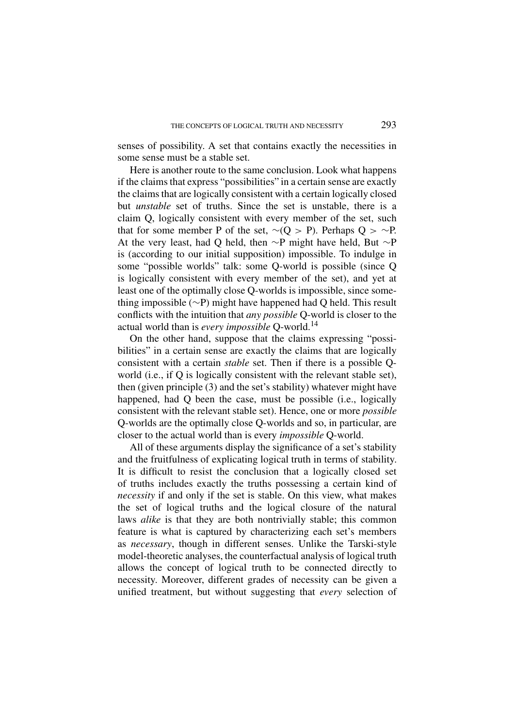senses of possibility. A set that contains exactly the necessities in some sense must be a stable set.

Here is another route to the same conclusion. Look what happens if the claims that express "possibilities" in a certain sense are exactly the claims that are logically consistent with a certain logically closed but *unstable* set of truths. Since the set is unstable, there is a claim Q, logically consistent with every member of the set, such that for some member P of the set, $\sim(Q > P)$. Perhaps $Q > \sim P$. At the very least, had Q held, then $\sim P$ might have held, But $\sim P$ is (according to our initial supposition) impossible. To indulge in some "possible worlds" talk: some Q-world is possible (since Q is logically consistent with every member of the set), and yet at least one of the optimally close Q-worlds is impossible, since something impossible ($\sim P$) might have happened had Q held. This result conflicts with the intuition that *any possible* Q-world is closer to the actual world than is *every impossible* Q-world.[14]

On the other hand, suppose that the claims expressing "possibilities" in a certain sense are exactly the claims that are logically consistent with a certain *stable* set. Then if there is a possible Q-world (i.e., if Q is logically consistent with the relevant stable set), then (given principle (3) and the set's stability) whatever might have happened, had Q been the case, must be possible (i.e., logically consistent with the relevant stable set). Hence, one or more *possible* Q-worlds are the optimally close Q-worlds and so, in particular, are closer to the actual world than is every *impossible* Q-world.

All of these arguments display the significance of a set's stability and the fruitfulness of explicating logical truth in terms of stability. It is difficult to resist the conclusion that a logically closed set of truths includes exactly the truths possessing a certain kind of *necessity* if and only if the set is stable. On this view, what makes the set of logical truths and the logical closure of the natural laws *alike* is that they are both nontrivially stable; this common feature is what is captured by characterizing each set's members as *necessary*, though in different senses. Unlike the Tarski-style model-theoretic analyses, the counterfactual analysis of logical truth allows the concept of logical truth to be connected directly to necessity. Moreover, different grades of necessity can be given a unified treatment, but without suggesting that *every* selection of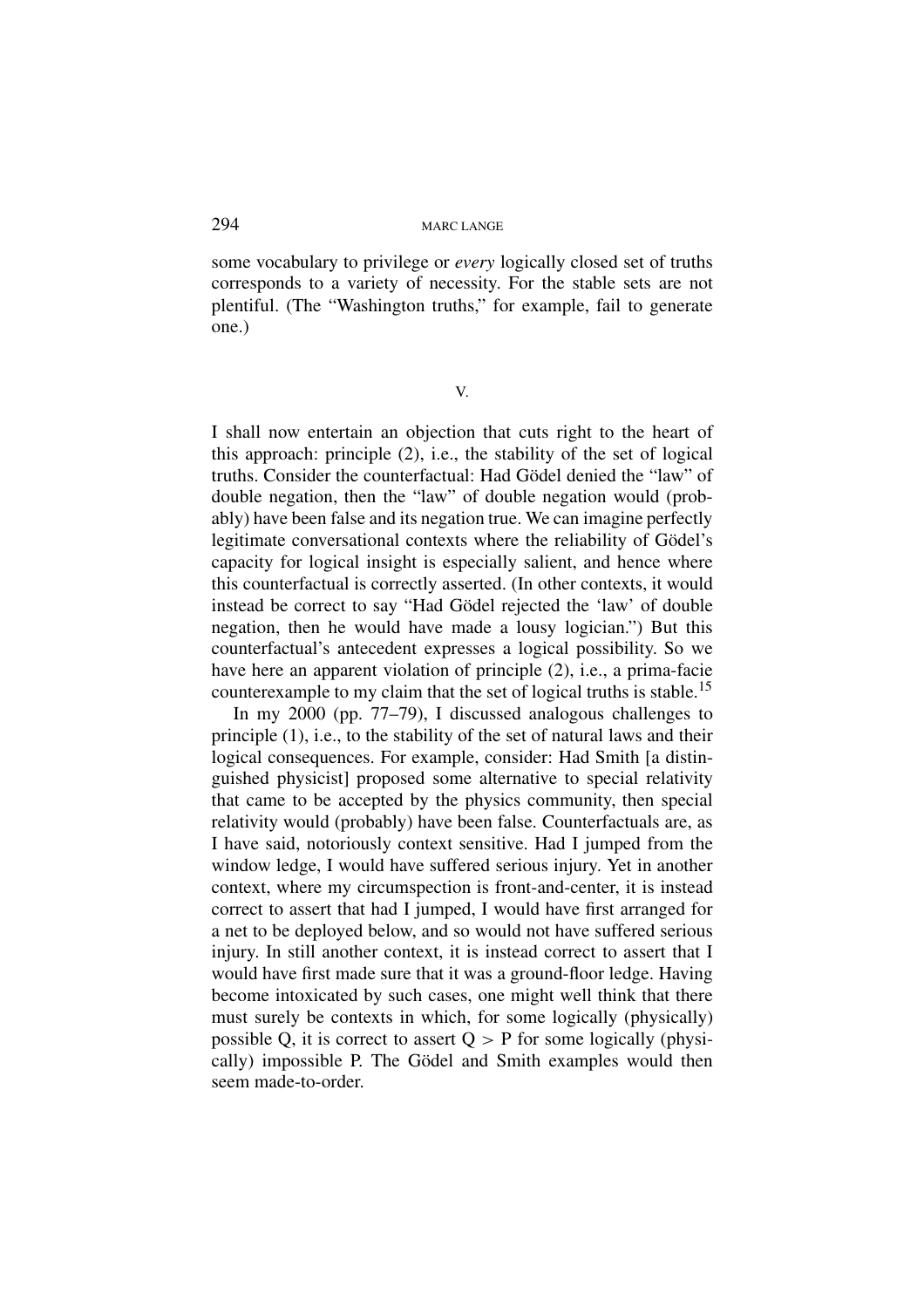some vocabulary to privilege or *every* logically closed set of truths corresponds to a variety of necessity. For the stable sets are not plentiful. (The "Washington truths," for example, fail to generate one.)

## V.

I shall now entertain an objection that cuts right to the heart of this approach: principle (2), i.e., the stability of the set of logical truths. Consider the counterfactual: Had Gödel denied the "law" of double negation, then the "law" of double negation would (probably) have been false and its negation true. We can imagine perfectly legitimate conversational contexts where the reliability of Gödel's capacity for logical insight is especially salient, and hence where this counterfactual is correctly asserted. (In other contexts, it would instead be correct to say "Had Gödel rejected the 'law' of double negation, then he would have made a lousy logician.") But this counterfactual's antecedent expresses a logical possibility. So we have here an apparent violation of principle (2), i.e., a prima-facie counterexample to my claim that the set of logical truths is stable.[15]

In my 2000 (pp. 77–79), I discussed analogous challenges to principle (1), i.e., to the stability of the set of natural laws and their logical consequences. For example, consider: Had Smith [a distinguished physicist] proposed some alternative to special relativity that came to be accepted by the physics community, then special relativity would (probably) have been false. Counterfactuals are, as I have said, notoriously context sensitive. Had I jumped from the window ledge, I would have suffered serious injury. Yet in another context, where my circumspection is front-and-center, it is instead correct to assert that had I jumped, I would have first arranged for a net to be deployed below, and so would not have suffered serious injury. In still another context, it is instead correct to assert that I would have first made sure that it was a ground-floor ledge. Having become intoxicated by such cases, one might well think that there must surely be contexts in which, for some logically (physically) possible Q, it is correct to assert $Q > P$ for some logically (physically) impossible P. The Gödel and Smith examples would then seem made-to-order.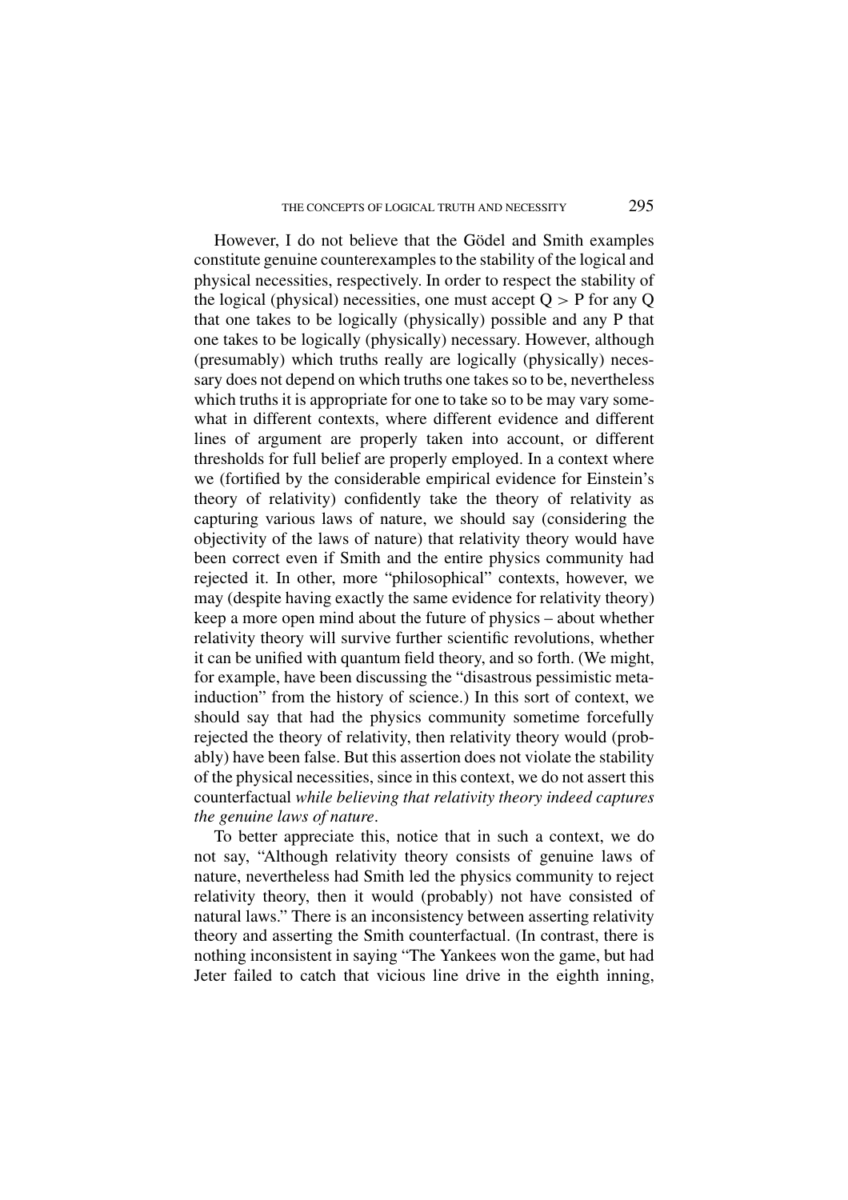However, I do not believe that the Gödel and Smith examples constitute genuine counterexamples to the stability of the logical and physical necessities, respectively. In order to respect the stability of the logical (physical) necessities, one must accept $Q > P$ for any Q that one takes to be logically (physically) possible and any P that one takes to be logically (physically) necessary. However, although (presumably) which truths really are logically (physically) necessary does not depend on which truths one takes so to be, nevertheless which truths it is appropriate for one to take so to be may vary somewhat in different contexts, where different evidence and different lines of argument are properly taken into account, or different thresholds for full belief are properly employed. In a context where we (fortified by the considerable empirical evidence for Einstein's theory of relativity) confidently take the theory of relativity as capturing various laws of nature, we should say (considering the objectivity of the laws of nature) that relativity theory would have been correct even if Smith and the entire physics community had rejected it. In other, more "philosophical" contexts, however, we may (despite having exactly the same evidence for relativity theory) keep a more open mind about the future of physics – about whether relativity theory will survive further scientific revolutions, whether it can be unified with quantum field theory, and so forth. (We might, for example, have been discussing the "disastrous pessimistic meta-induction" from the history of science.) In this sort of context, we should say that had the physics community sometime forcefully rejected the theory of relativity, then relativity theory would (probably) have been false. But this assertion does not violate the stability of the physical necessities, since in this context, we do not assert this counterfactual *while believing that relativity theory indeed captures the genuine laws of nature*.

To better appreciate this, notice that in such a context, we do not say, "Although relativity theory consists of genuine laws of nature, nevertheless had Smith led the physics community to reject relativity theory, then it would (probably) not have consisted of natural laws." There is an inconsistency between asserting relativity theory and asserting the Smith counterfactual. (In contrast, there is nothing inconsistent in saying "The Yankees won the game, but had Jeter failed to catch that vicious line drive in the eighth inning,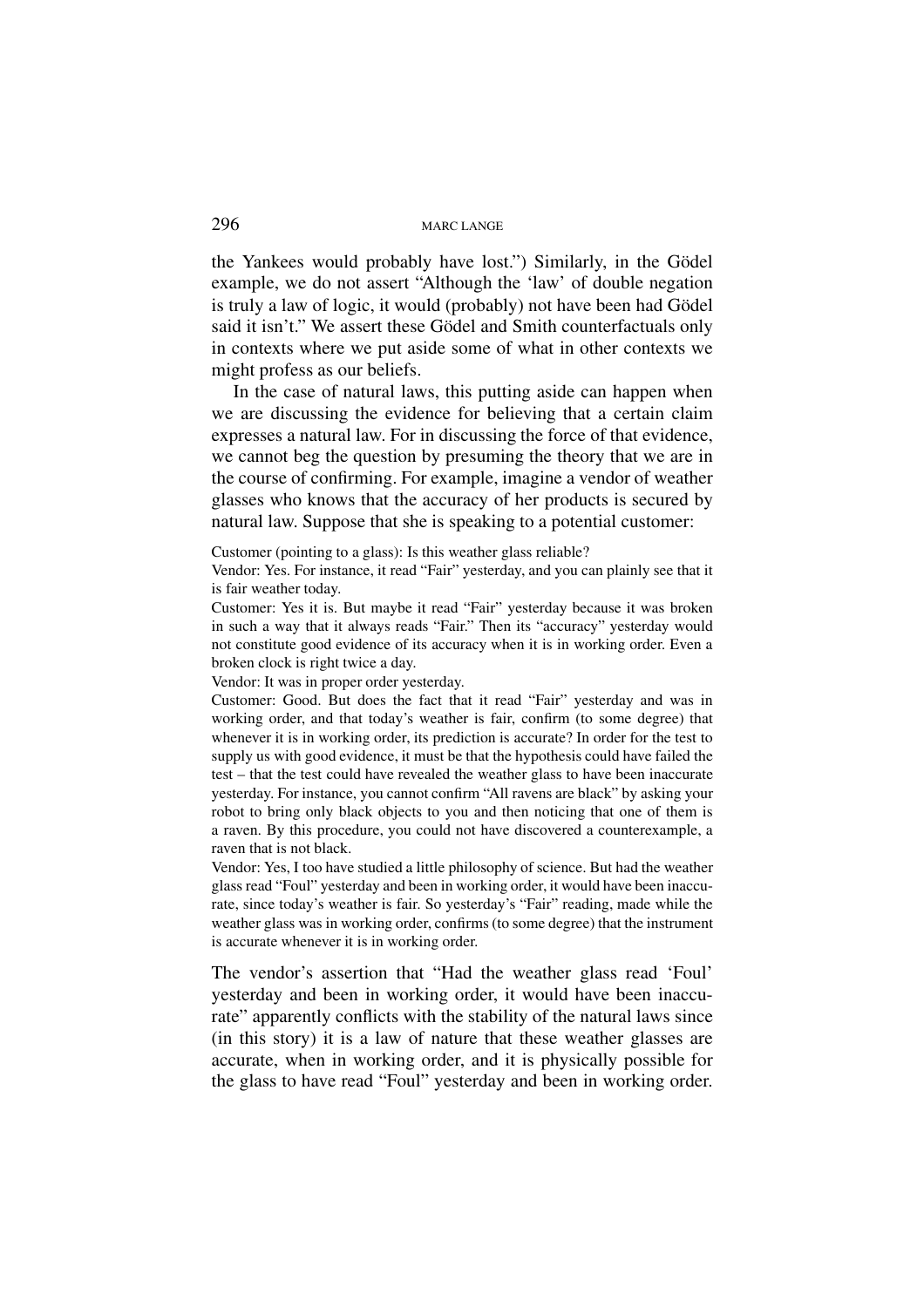the Yankees would probably have lost.") Similarly, in the Gödel example, we do not assert "Although the 'law' of double negation is truly a law of logic, it would (probably) not have been had Gödel said it isn't." We assert these Gödel and Smith counterfactuals only in contexts where we put aside some of what in other contexts we might profess as our beliefs.

In the case of natural laws, this putting aside can happen when we are discussing the evidence for believing that a certain claim expresses a natural law. For in discussing the force of that evidence, we cannot beg the question by presuming the theory that we are in the course of confirming. For example, imagine a vendor of weather glasses who knows that the accuracy of her products is secured by natural law. Suppose that she is speaking to a potential customer:

Customer (pointing to a glass): Is this weather glass reliable?

Vendor: Yes. For instance, it read "Fair" yesterday, and you can plainly see that it is fair weather today.

Customer: Yes it is. But maybe it read "Fair" yesterday because it was broken in such a way that it always reads "Fair." Then its "accuracy" yesterday would not constitute good evidence of its accuracy when it is in working order. Even a broken clock is right twice a day.

Vendor: It was in proper order yesterday.

Customer: Good. But does the fact that it read "Fair" yesterday and was in working order, and that today's weather is fair, confirm (to some degree) that whenever it is in working order, its prediction is accurate? In order for the test to supply us with good evidence, it must be that the hypothesis could have failed the test – that the test could have revealed the weather glass to have been inaccurate yesterday. For instance, you cannot confirm "All ravens are black" by asking your robot to bring only black objects to you and then noticing that one of them is a raven. By this procedure, you could not have discovered a counterexample, a raven that is not black.

Vendor: Yes, I too have studied a little philosophy of science. But had the weather glass read "Foul" yesterday and been in working order, it would have been inaccurate, since today's weather is fair. So yesterday's "Fair" reading, made while the weather glass was in working order, confirms (to some degree) that the instrument is accurate whenever it is in working order.

The vendor's assertion that "Had the weather glass read 'Foul' yesterday and been in working order, it would have been inaccurate" apparently conflicts with the stability of the natural laws since (in this story) it is a law of nature that these weather glasses are accurate, when in working order, and it is physically possible for the glass to have read "Foul" yesterday and been in working order.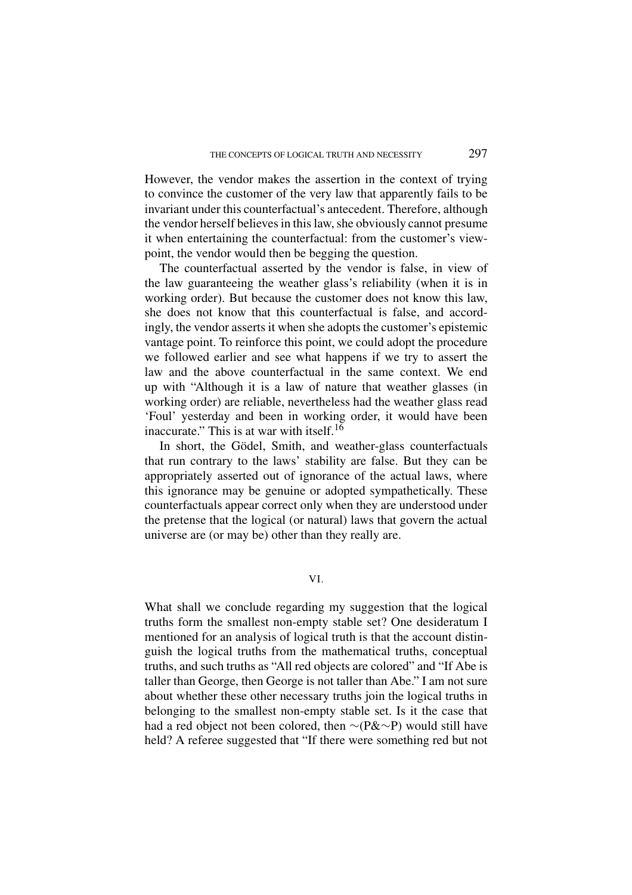However, the vendor makes the assertion in the context of trying to convince the customer of the very law that apparently fails to be invariant under this counterfactual's antecedent. Therefore, although the vendor herself believes in this law, she obviously cannot presume it when entertaining the counterfactual: from the customer's viewpoint, the vendor would then be begging the question.

The counterfactual asserted by the vendor is false, in view of the law guaranteeing the weather glass's reliability (when it is in working order). But because the customer does not know this law, she does not know that this counterfactual is false, and accordingly, the vendor asserts it when she adopts the customer's epistemic vantage point. To reinforce this point, we could adopt the procedure we followed earlier and see what happens if we try to assert the law and the above counterfactual in the same context. We end up with "Although it is a law of nature that weather glasses (in working order) are reliable, nevertheless had the weather glass read 'Foul' yesterday and been in working order, it would have been inaccurate." This is at war with itself.[16]

In short, the Gödel, Smith, and weather-glass counterfactuals that run contrary to the laws' stability are false. But they can be appropriately asserted out of ignorance of the actual laws, where this ignorance may be genuine or adopted sympathetically. These counterfactuals appear correct only when they are understood under the pretense that the logical (or natural) laws that govern the actual universe are (or may be) other than they really are.

## VI.

What shall we conclude regarding my suggestion that the logical truths form the smallest non-empty stable set? One desideratum I mentioned for an analysis of logical truth is that the account distinguish the logical truths from the mathematical truths, conceptual truths, and such truths as "All red objects are colored" and "If Abe is taller than George, then George is not taller than Abe." I am not sure about whether these other necessary truths join the logical truths in belonging to the smallest non-empty stable set. Is it the case that had a red object not been colored, then ∼(P&∼P) would still have held? A referee suggested that "If there were something red but not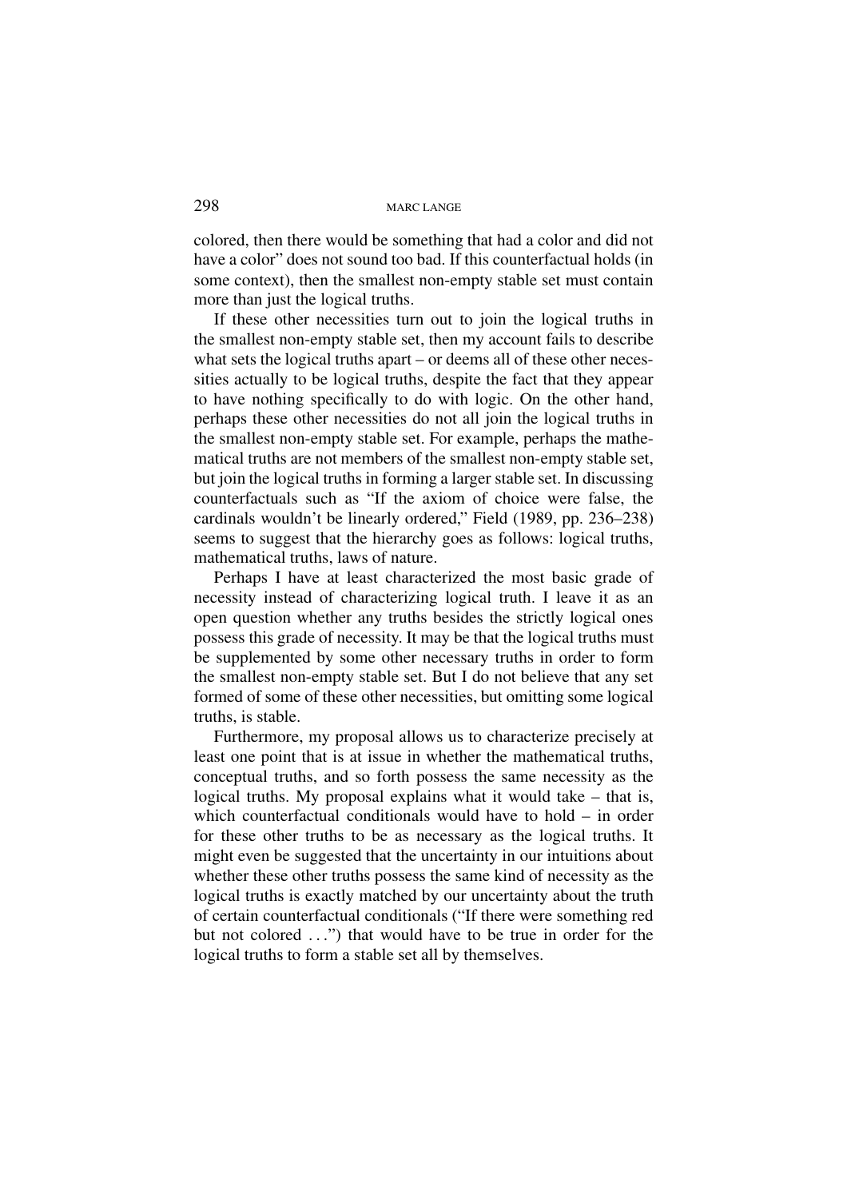colored, then there would be something that had a color and did not have a color" does not sound too bad. If this counterfactual holds (in some context), then the smallest non-empty stable set must contain more than just the logical truths.

If these other necessities turn out to join the logical truths in the smallest non-empty stable set, then my account fails to describe what sets the logical truths apart – or deems all of these other necessities actually to be logical truths, despite the fact that they appear to have nothing specifically to do with logic. On the other hand, perhaps these other necessities do not all join the logical truths in the smallest non-empty stable set. For example, perhaps the mathematical truths are not members of the smallest non-empty stable set, but join the logical truths in forming a larger stable set. In discussing counterfactuals such as "If the axiom of choice were false, the cardinals wouldn't be linearly ordered," Field (1989, pp. 236–238) seems to suggest that the hierarchy goes as follows: logical truths, mathematical truths, laws of nature.

Perhaps I have at least characterized the most basic grade of necessity instead of characterizing logical truth. I leave it as an open question whether any truths besides the strictly logical ones possess this grade of necessity. It may be that the logical truths must be supplemented by some other necessary truths in order to form the smallest non-empty stable set. But I do not believe that any set formed of some of these other necessities, but omitting some logical truths, is stable.

Furthermore, my proposal allows us to characterize precisely at least one point that is at issue in whether the mathematical truths, conceptual truths, and so forth possess the same necessity as the logical truths. My proposal explains what it would take – that is, which counterfactual conditionals would have to hold – in order for these other truths to be as necessary as the logical truths. It might even be suggested that the uncertainty in our intuitions about whether these other truths possess the same kind of necessity as the logical truths is exactly matched by our uncertainty about the truth of certain counterfactual conditionals ("If there were something red but not colored ...") that would have to be true in order for the logical truths to form a stable set all by themselves.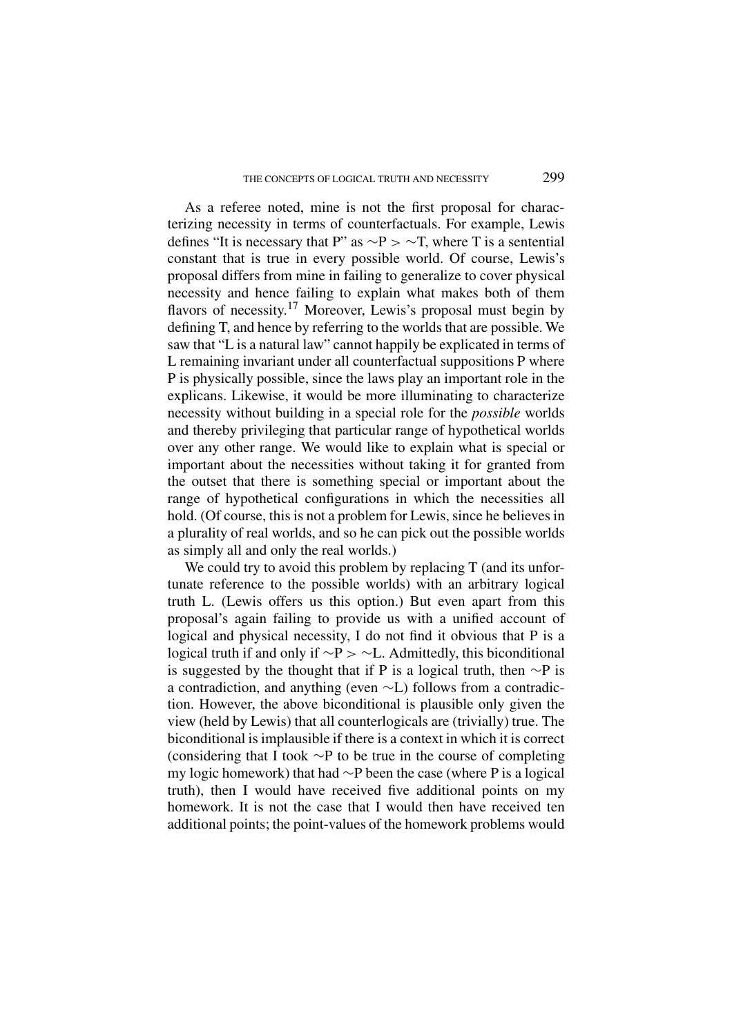As a referee noted, mine is not the first proposal for characterizing necessity in terms of counterfactuals. For example, Lewis defines "It is necessary that P" as $\sim P > \sim T$, where T is a sentential constant that is true in every possible world. Of course, Lewis's proposal differs from mine in failing to generalize to cover physical necessity and hence failing to explain what makes both of them flavors of necessity.[17] Moreover, Lewis's proposal must begin by defining T, and hence by referring to the worlds that are possible. We saw that "L is a natural law" cannot happily be explicated in terms of L remaining invariant under all counterfactual suppositions P where P is physically possible, since the laws play an important role in the explicans. Likewise, it would be more illuminating to characterize necessity without building in a special role for the *possible* worlds and thereby privileging that particular range of hypothetical worlds over any other range. We would like to explain what is special or important about the necessities without taking it for granted from the outset that there is something special or important about the range of hypothetical configurations in which the necessities all hold. (Of course, this is not a problem for Lewis, since he believes in a plurality of real worlds, and so he can pick out the possible worlds as simply all and only the real worlds.)

We could try to avoid this problem by replacing T (and its unfortunate reference to the possible worlds) with an arbitrary logical truth L. (Lewis offers us this option.) But even apart from this proposal's again failing to provide us with a unified account of logical and physical necessity, I do not find it obvious that P is a logical truth if and only if $\sim P > \sim L$. Admittedly, this biconditional is suggested by the thought that if P is a logical truth, then $\sim P$ is a contradiction, and anything (even $\sim L$) follows from a contradiction. However, the above biconditional is plausible only given the view (held by Lewis) that all counterlogicals are (trivially) true. The biconditional is implausible if there is a context in which it is correct (considering that I took $\sim P$ to be true in the course of completing my logic homework) that had $\sim P$ been the case (where P is a logical truth), then I would have received five additional points on my homework. It is not the case that I would then have received ten additional points; the point-values of the homework problems would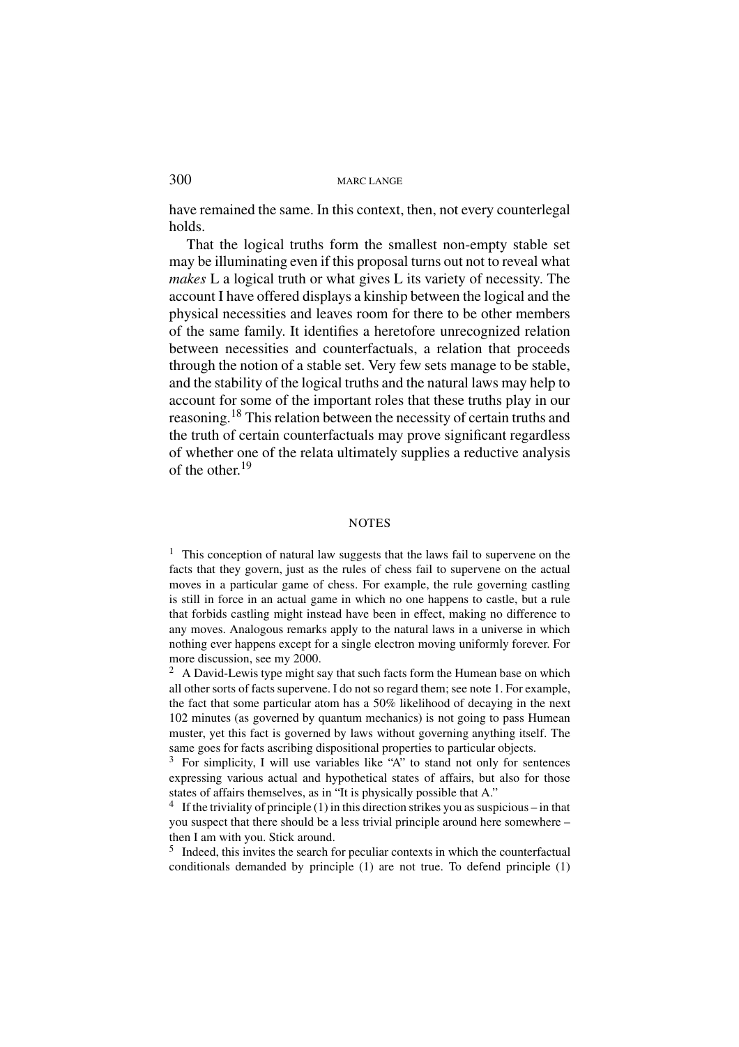have remained the same. In this context, then, not every counterlegal holds.

That the logical truths form the smallest non-empty stable set may be illuminating even if this proposal turns out not to reveal what *makes* L a logical truth or what gives L its variety of necessity. The account I have offered displays a kinship between the logical and the physical necessities and leaves room for there to be other members of the same family. It identifies a heretofore unrecognized relation between necessities and counterfactuals, a relation that proceeds through the notion of a stable set. Very few sets manage to be stable, and the stability of the logical truths and the natural laws may help to account for some of the important roles that these truths play in our reasoning.[18] This relation between the necessity of certain truths and the truth of certain counterfactuals may prove significant regardless of whether one of the relata ultimately supplies a reductive analysis of the other.[19]

## NOTES

[1] This conception of natural law suggests that the laws fail to supervene on the facts that they govern, just as the rules of chess fail to supervene on the actual moves in a particular game of chess. For example, the rule governing castling is still in force in an actual game in which no one happens to castle, but a rule that forbids castling might instead have been in effect, making no difference to any moves. Analogous remarks apply to the natural laws in a universe in which nothing ever happens except for a single electron moving uniformly forever. For more discussion, see my 2000.

[2] A David-Lewis type might say that such facts form the Humean base on which all other sorts of facts supervene. I do not so regard them; see note 1. For example, the fact that some particular atom has a 50% likelihood of decaying in the next 102 minutes (as governed by quantum mechanics) is not going to pass Humean muster, yet this fact is governed by laws without governing anything itself. The same goes for facts ascribing dispositional properties to particular objects.

[3] For simplicity, I will use variables like "A" to stand not only for sentences expressing various actual and hypothetical states of affairs, but also for those states of affairs themselves, as in "It is physically possible that A."

[4] If the triviality of principle (1) in this direction strikes you as suspicious – in that you suspect that there should be a less trivial principle around here somewhere – then I am with you. Stick around.

[5] Indeed, this invites the search for peculiar contexts in which the counterfactual conditionals demanded by principle (1) are not true. To defend principle (1)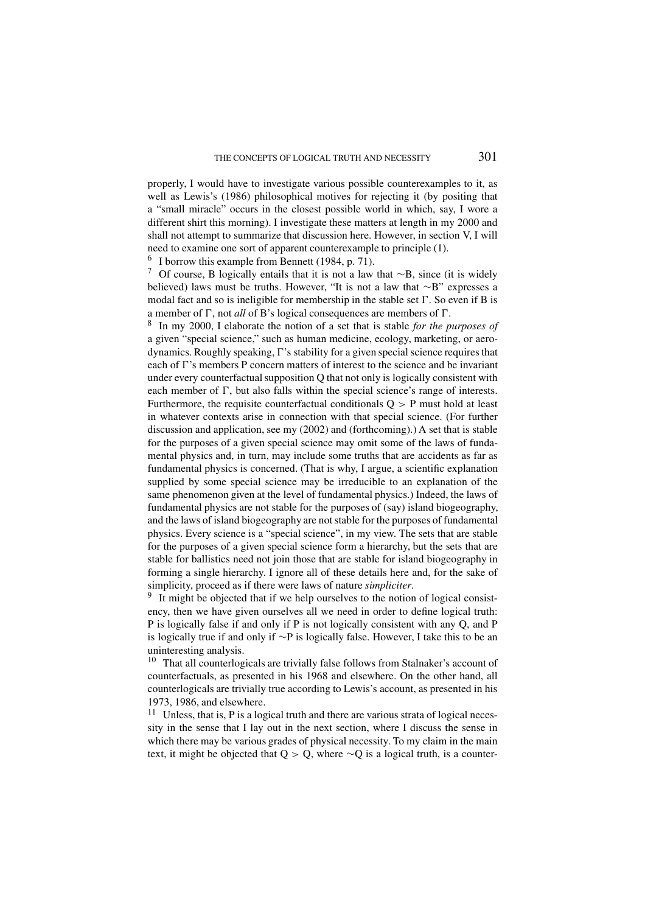properly, I would have to investigate various possible counterexamples to it, as well as Lewis's (1986) philosophical motives for rejecting it (by positing that a "small miracle" occurs in the closest possible world in which, say, I wore a different shirt this morning). I investigate these matters at length in my 2000 and shall not attempt to summarize that discussion here. However, in section V, I will need to examine one sort of apparent counterexample to principle (1).

[6] I borrow this example from Bennett (1984, p. 71).

[7] Of course, B logically entails that it is not a law that ∼B, since (it is widely believed) laws must be truths. However, "It is not a law that ∼B" expresses a modal fact and so is ineligible for membership in the stable set Γ. So even if B is a member of Γ, not *all* of B's logical consequences are members of Γ.

[8] In my 2000, I elaborate the notion of a set that is stable *for the purposes of* a given "special science," such as human medicine, ecology, marketing, or aerodynamics. Roughly speaking, Γ's stability for a given special science requires that each of Γ's members P concern matters of interest to the science and be invariant under every counterfactual supposition Q that not only is logically consistent with each member of Γ, but also falls within the special science's range of interests. Furthermore, the requisite counterfactual conditionals $Q > P$ must hold at least in whatever contexts arise in connection with that special science. (For further discussion and application, see my (2002) and (forthcoming).) A set that is stable for the purposes of a given special science may omit some of the laws of fundamental physics and, in turn, may include some truths that are accidents as far as fundamental physics is concerned. (That is why, I argue, a scientific explanation supplied by some special science may be irreducible to an explanation of the same phenomenon given at the level of fundamental physics.) Indeed, the laws of fundamental physics are not stable for the purposes of (say) island biogeography, and the laws of island biogeography are not stable for the purposes of fundamental physics. Every science is a "special science", in my view. The sets that are stable for the purposes of a given special science form a hierarchy, but the sets that are stable for ballistics need not join those that are stable for island biogeography in forming a single hierarchy. I ignore all of these details here and, for the sake of simplicity, proceed as if there were laws of nature *simpliciter*.

[9] It might be objected that if we help ourselves to the notion of logical consistency, then we have given ourselves all we need in order to define logical truth: P is logically false if and only if P is not logically consistent with any Q, and P is logically true if and only if ∼P is logically false. However, I take this to be an uninteresting analysis.

[10] That all counterlogicals are trivially false follows from Stalnaker's account of counterfactuals, as presented in his 1968 and elsewhere. On the other hand, all counterlogicals are trivially true according to Lewis's account, as presented in his 1973, 1986, and elsewhere.

[11] Unless, that is, P is a logical truth and there are various strata of logical necessity in the sense that I lay out in the next section, where I discuss the sense in which there may be various grades of physical necessity. To my claim in the main text, it might be objected that $Q > Q$, where ∼Q is a logical truth, is a counter-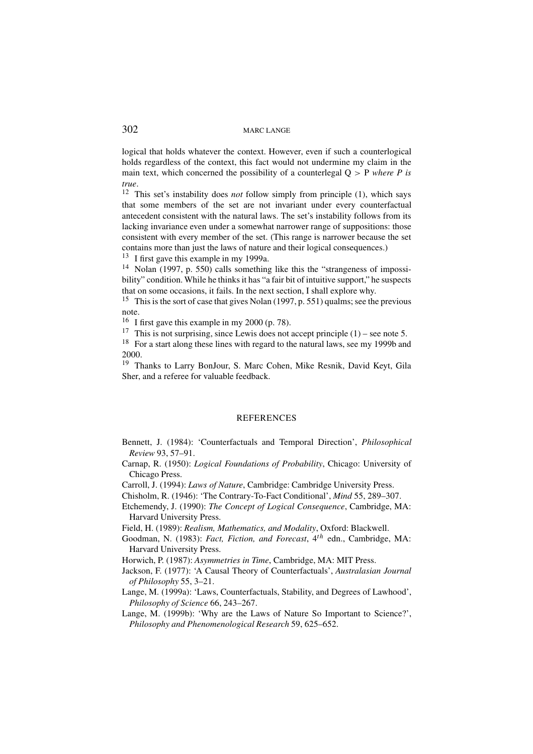logical that holds whatever the context. However, even if such a counterlogical holds regardless of the context, this fact would not undermine my claim in the main text, which concerned the possibility of a counterlegal Q > P *where P is true*.

[12] This set's instability does *not* follow simply from principle (1), which says that some members of the set are not invariant under every counterfactual antecedent consistent with the natural laws. The set's instability follows from its lacking invariance even under a somewhat narrower range of suppositions: those consistent with every member of the set. (This range is narrower because the set contains more than just the laws of nature and their logical consequences.)

[13] I first gave this example in my 1999a.

[14] Nolan (1997, p. 550) calls something like this the "strangeness of impossibility" condition. While he thinks it has "a fair bit of intuitive support," he suspects that on some occasions, it fails. In the next section, I shall explore why.

[15] This is the sort of case that gives Nolan (1997, p. 551) qualms; see the previous note.

[16] I first gave this example in my 2000 (p. 78).

[17] This is not surprising, since Lewis does not accept principle (1) – see note 5.

[18] For a start along these lines with regard to the natural laws, see my 1999b and 2000.

[19] Thanks to Larry BonJour, S. Marc Cohen, Mike Resnik, David Keyt, Gila Sher, and a referee for valuable feedback.

## REFERENCES

Bennett, J. (1984): 'Counterfactuals and Temporal Direction', *Philosophical Review* 93, 57–91.

Carnap, R. (1950): *Logical Foundations of Probability*, Chicago: University of Chicago Press.

Carroll, J. (1994): *Laws of Nature*, Cambridge: Cambridge University Press.

Chisholm, R. (1946): 'The Contrary-To-Fact Conditional', *Mind* 55, 289–307.

Etchemendy, J. (1990): *The Concept of Logical Consequence*, Cambridge, MA: Harvard University Press.

Field, H. (1989): *Realism, Mathematics, and Modality*, Oxford: Blackwell.

Goodman, N. (1983): *Fact, Fiction, and Forecast*, 4th edn., Cambridge, MA: Harvard University Press.

Horwich, P. (1987): *Asymmetries in Time*, Cambridge, MA: MIT Press.

Jackson, F. (1977): 'A Causal Theory of Counterfactuals', *Australasian Journal of Philosophy* 55, 3–21.

Lange, M. (1999a): 'Laws, Counterfactuals, Stability, and Degrees of Lawhood', *Philosophy of Science* 66, 243–267.

Lange, M. (1999b): 'Why are the Laws of Nature So Important to Science?', *Philosophy and Phenomenological Research* 59, 625–652.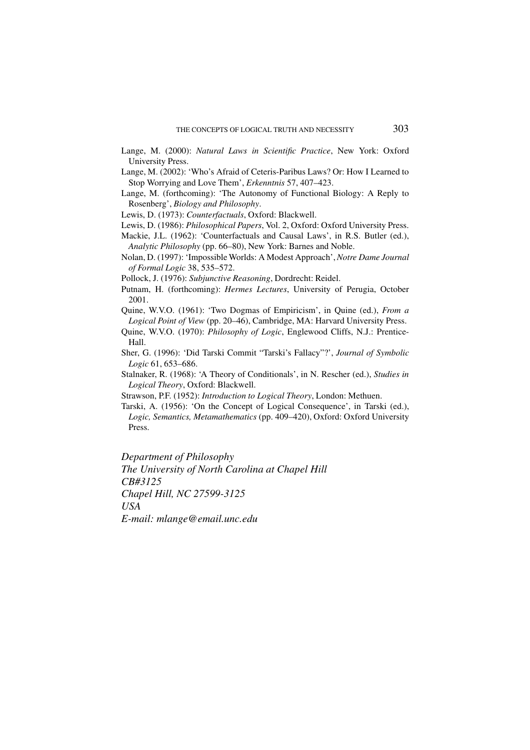Lange, M. (2000): *Natural Laws in Scientific Practice*, New York: Oxford University Press.

Lange, M. (2002): 'Who's Afraid of Ceteris-Paribus Laws? Or: How I Learned to Stop Worrying and Love Them', *Erkenntnis* 57, 407–423.

Lange, M. (forthcoming): 'The Autonomy of Functional Biology: A Reply to Rosenberg', *Biology and Philosophy*.

Lewis, D. (1973): *Counterfactuals*, Oxford: Blackwell.

Lewis, D. (1986): *Philosophical Papers*, Vol. 2, Oxford: Oxford University Press.

Mackie, J.L. (1962): 'Counterfactuals and Causal Laws', in R.S. Butler (ed.), *Analytic Philosophy* (pp. 66–80), New York: Barnes and Noble.

Nolan, D. (1997): 'Impossible Worlds: A Modest Approach', *Notre Dame Journal of Formal Logic* 38, 535–572.

Pollock, J. (1976): *Subjunctive Reasoning*, Dordrecht: Reidel.

Putnam, H. (forthcoming): *Hermes Lectures*, University of Perugia, October 2001.

Quine, W.V.O. (1961): 'Two Dogmas of Empiricism', in Quine (ed.), *From a Logical Point of View* (pp. 20–46), Cambridge, MA: Harvard University Press.

Quine, W.V.O. (1970): *Philosophy of Logic*, Englewood Cliffs, N.J.: Prentice-Hall.

Sher, G. (1996): 'Did Tarski Commit "Tarski's Fallacy"?', *Journal of Symbolic Logic* 61, 653–686.

Stalnaker, R. (1968): 'A Theory of Conditionals', in N. Rescher (ed.), *Studies in Logical Theory*, Oxford: Blackwell.

Strawson, P.F. (1952): *Introduction to Logical Theory*, London: Methuen.

Tarski, A. (1956): 'On the Concept of Logical Consequence', in Tarski (ed.), *Logic, Semantics, Metamathematics* (pp. 409–420), Oxford: Oxford University Press.

*Department of Philosophy*
*The University of North Carolina at Chapel Hill*
*CB#3125*
*Chapel Hill, NC 27599-3125*
*USA*
*E-mail: mlange@email.unc.edu*